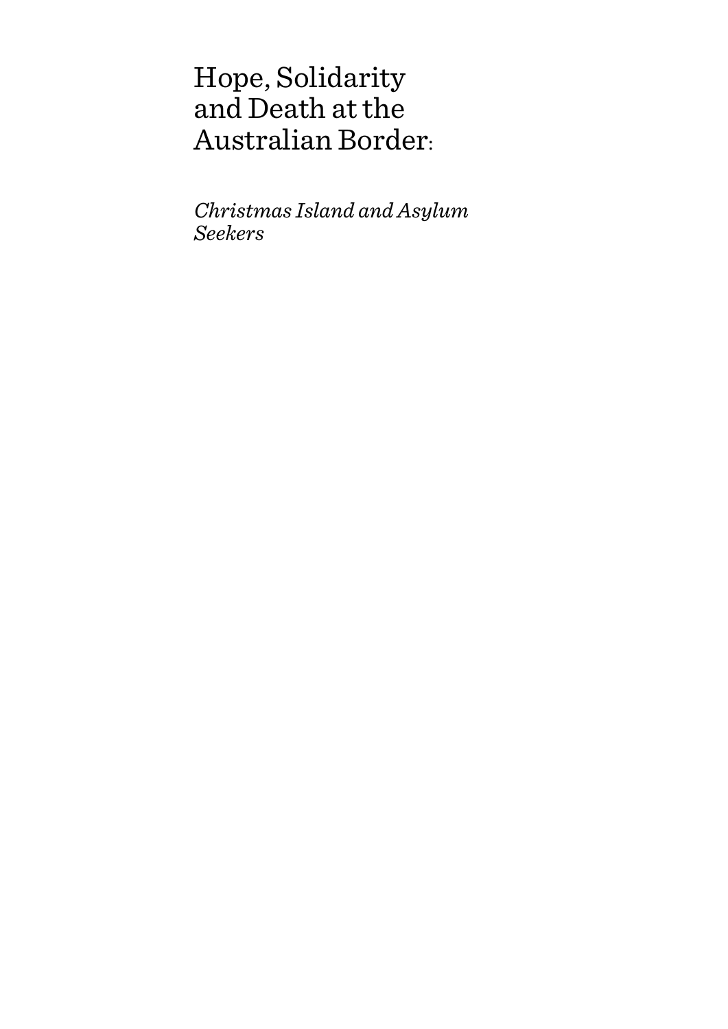# Hope, Solidarity and Death at the Australian Border:

*Christmas Island and Asylum Seekers*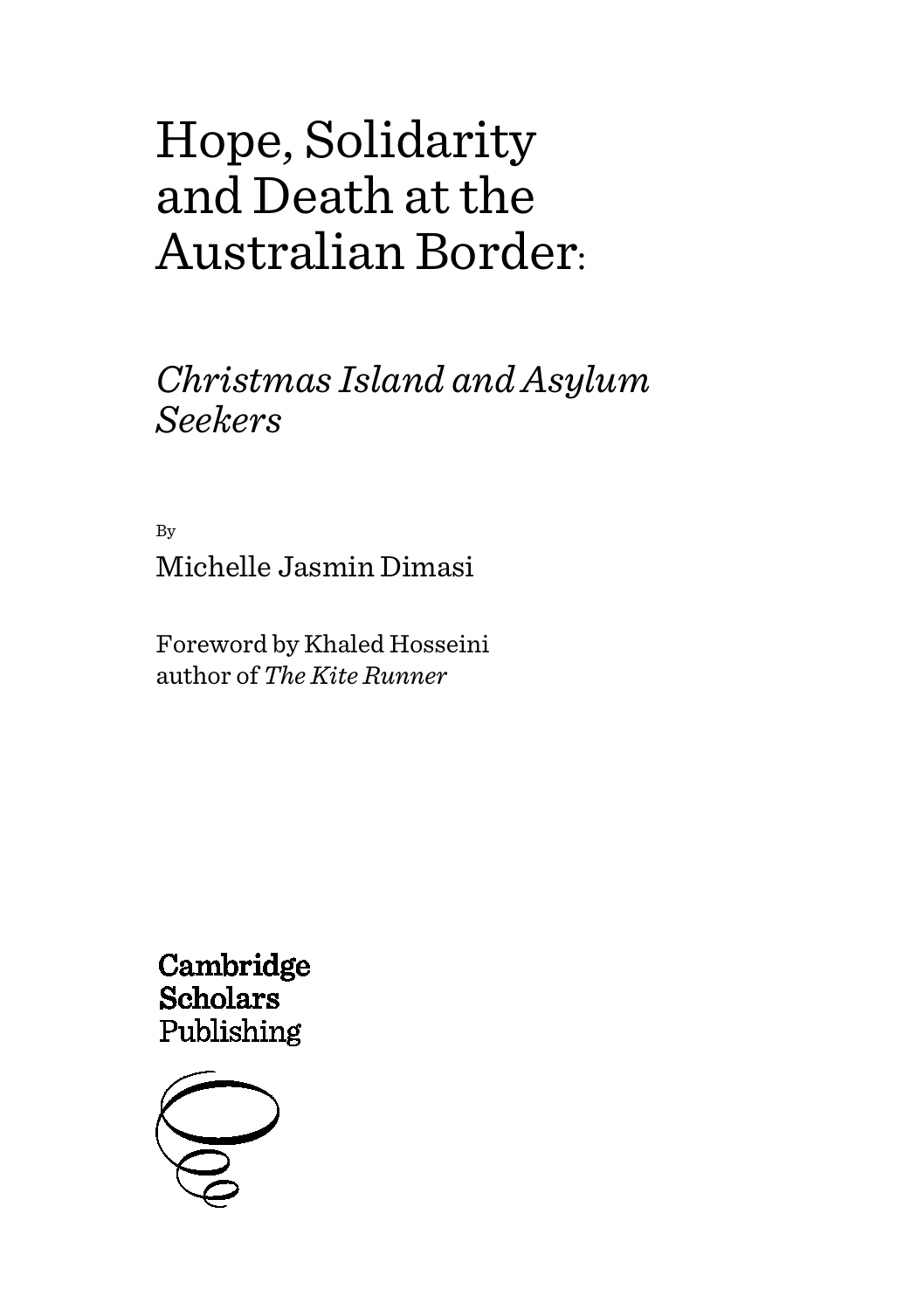# Hope, Solidarity and Death at the Australian Border:

## *Christmas Island and Asylum Seekers*

By

Michelle Jasmin Dimasi

Foreword by Khaled Hosseini
author of *The Kite Runner*

Cambridge
Scholars
Publishing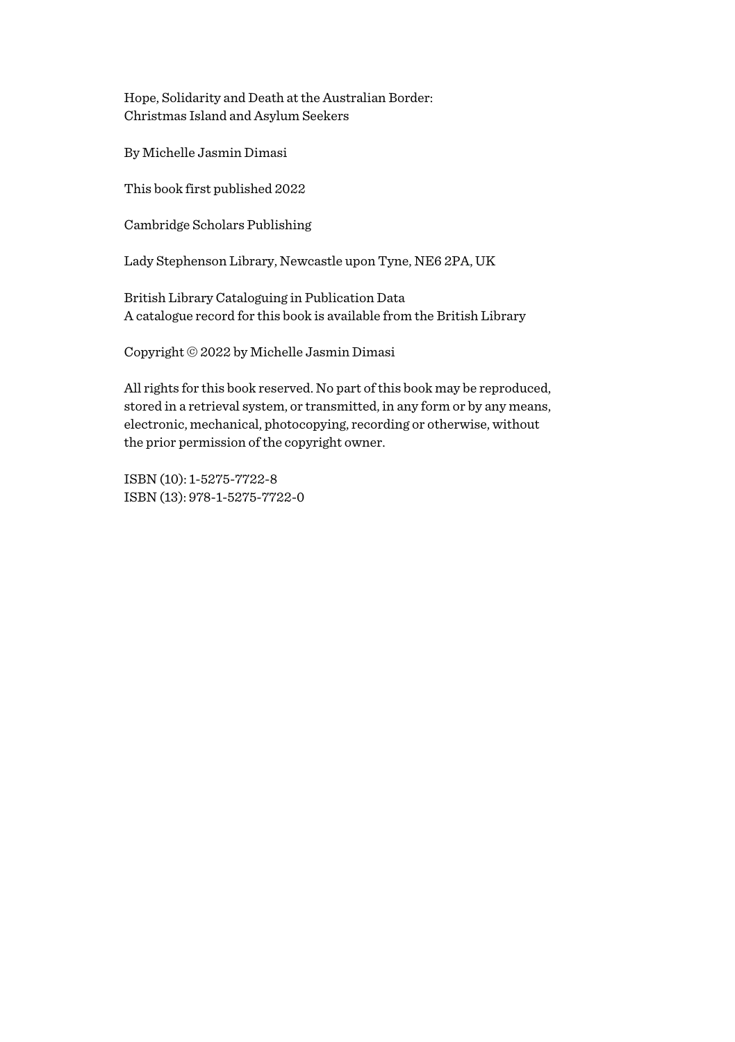Hope, Solidarity and Death at the Australian Border:
Christmas Island and Asylum Seekers

By Michelle Jasmin Dimasi

This book first published 2022

Cambridge Scholars Publishing

Lady Stephenson Library, Newcastle upon Tyne, NE6 2PA, UK

British Library Cataloguing in Publication Data
A catalogue record for this book is available from the British Library

Copyright © 2022 by Michelle Jasmin Dimasi

All rights for this book reserved. No part of this book may be reproduced, stored in a retrieval system, or transmitted, in any form or by any means, electronic, mechanical, photocopying, recording or otherwise, without the prior permission of the copyright owner.

ISBN (10): 1-5275-7722-8
ISBN (13): 978-1-5275-7722-0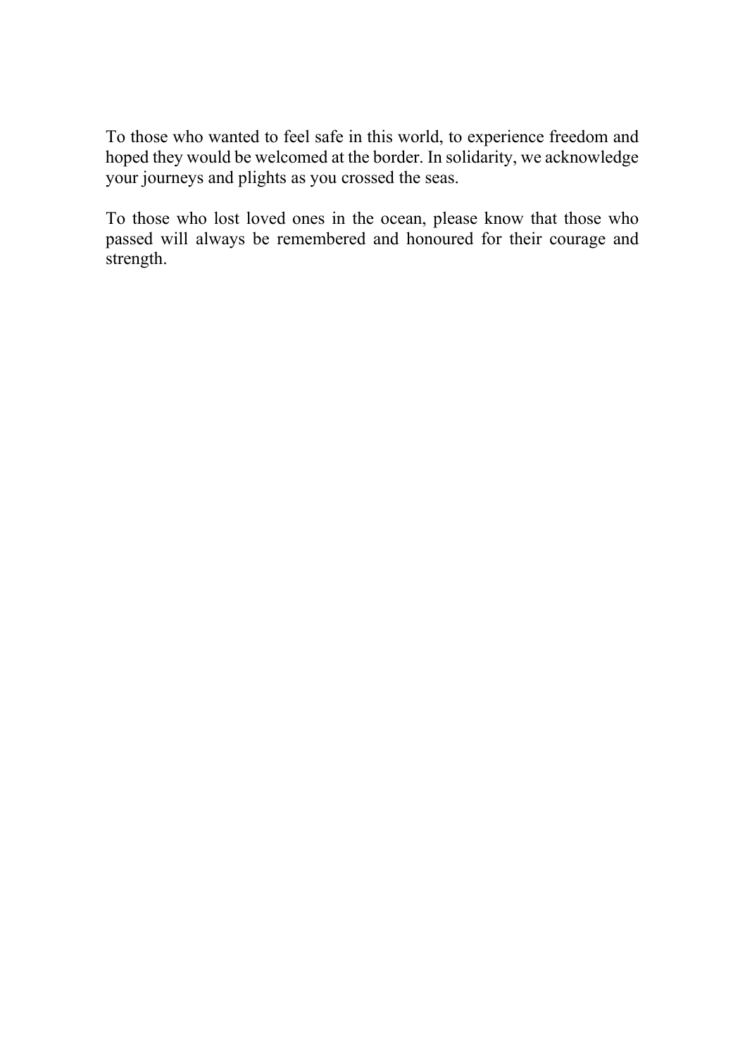To those who wanted to feel safe in this world, to experience freedom and hoped they would be welcomed at the border. In solidarity, we acknowledge your journeys and plights as you crossed the seas.

To those who lost loved ones in the ocean, please know that those who passed will always be remembered and honoured for their courage and strength.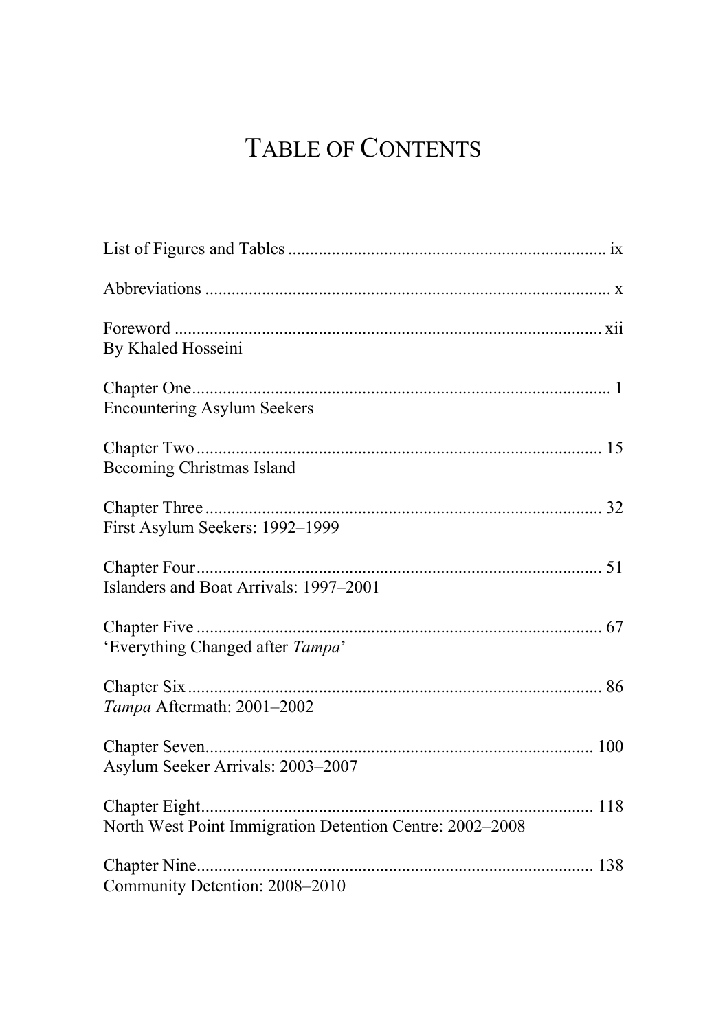# Table of Contents

List of Figures and Tables ........................................................................ ix

Abbreviations ........................................................................................... x

Foreword ................................................................................................. xii
By Khaled Hosseini

Chapter One............................................................................................... 1
Encountering Asylum Seekers

Chapter Two ............................................................................................ 15
Becoming Christmas Island

Chapter Three .......................................................................................... 32
First Asylum Seekers: 1992–1999

Chapter Four............................................................................................ 51
Islanders and Boat Arrivals: 1997–2001

Chapter Five ............................................................................................ 67
'Everything Changed after *Tampa*'

Chapter Six .............................................................................................. 86
*Tampa* Aftermath: 2001–2002

Chapter Seven......................................................................................... 100
Asylum Seeker Arrivals: 2003–2007

Chapter Eight.......................................................................................... 118
North West Point Immigration Detention Centre: 2002–2008

Chapter Nine........................................................................................... 138
Community Detention: 2008–2010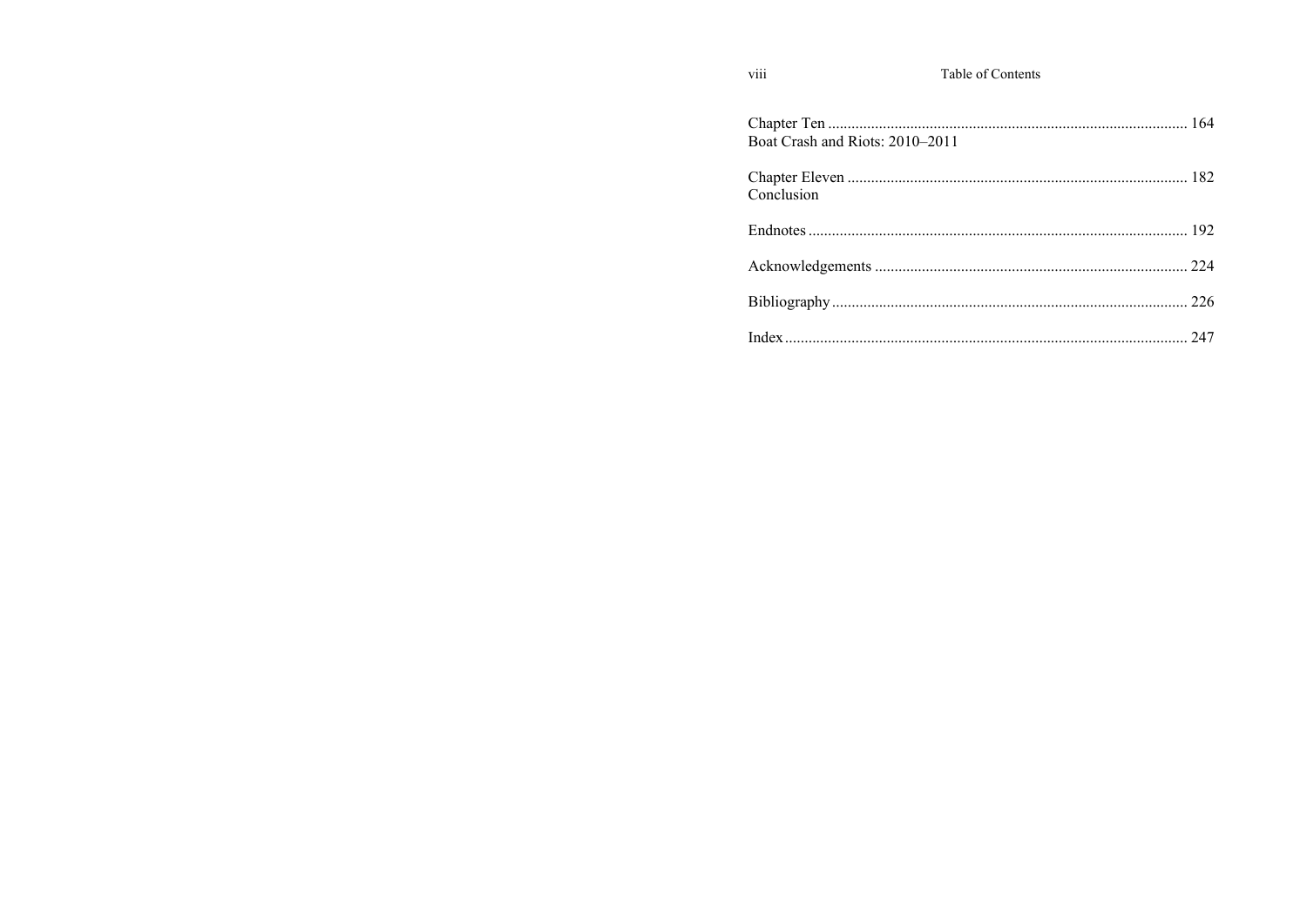Chapter Ten ........................................................................................... 164
Boat Crash and Riots: 2010–2011

Chapter Eleven ...................................................................................... 182
Conclusion

Endnotes ................................................................................................ 192

Acknowledgements ............................................................................... 224

Bibliography .......................................................................................... 226

Index ...................................................................................................... 247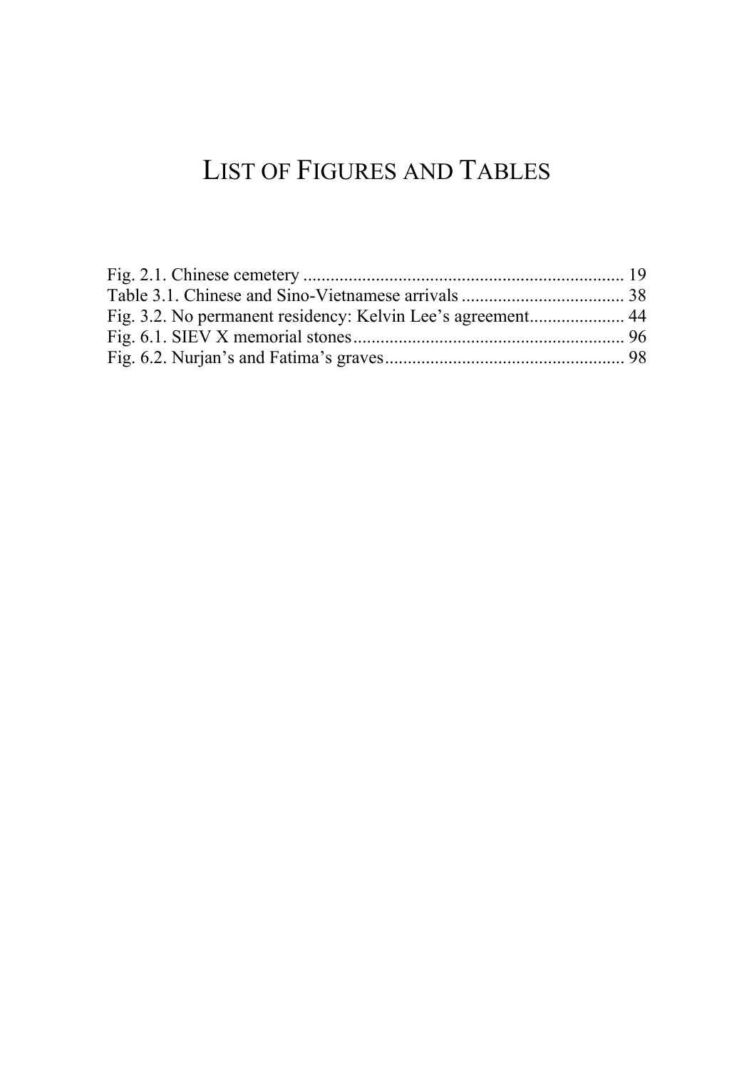# List of Figures and Tables

Fig. 2.1. Chinese cemetery ........................................................................ 19
Table 3.1. Chinese and Sino-Vietnamese arrivals .................................... 38
Fig. 3.2. No permanent residency: Kelvin Lee's agreement..................... 44
Fig. 6.1. SIEV X memorial stones............................................................ 96
Fig. 6.2. Nurjan's and Fatima's graves..................................................... 98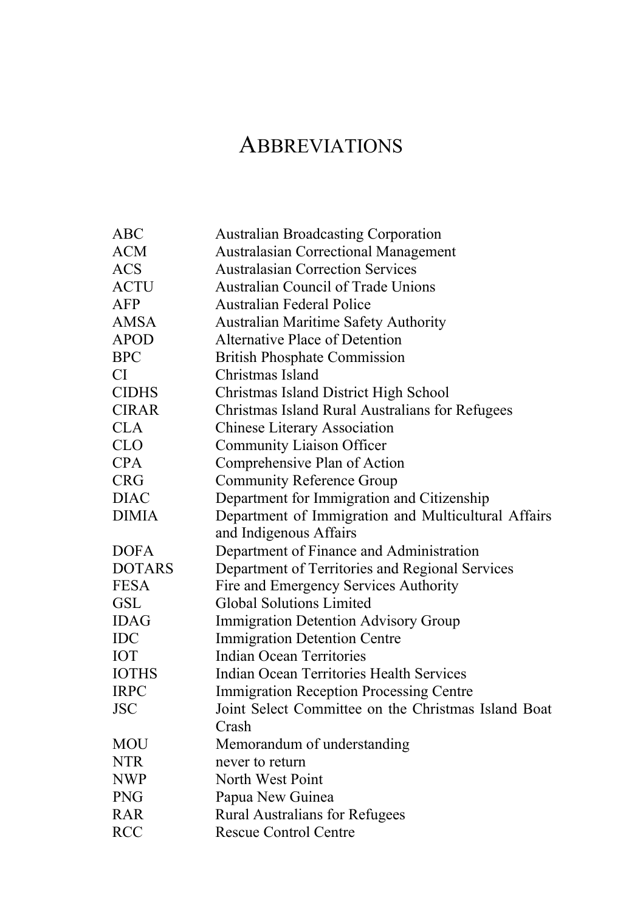# ABBREVIATIONS

| | |
|---|---|
| ABC | Australian Broadcasting Corporation |
| ACM | Australasian Correctional Management |
| ACS | Australasian Correction Services |
| ACTU | Australian Council of Trade Unions |
| AFP | Australian Federal Police |
| AMSA | Australian Maritime Safety Authority |
| APOD | Alternative Place of Detention |
| BPC | British Phosphate Commission |
| CI | Christmas Island |
| CIDHS | Christmas Island District High School |
| CIRAR | Christmas Island Rural Australians for Refugees |
| CLA | Chinese Literary Association |
| CLO | Community Liaison Officer |
| CPA | Comprehensive Plan of Action |
| CRG | Community Reference Group |
| DIAC | Department for Immigration and Citizenship |
| DIMIA | Department of Immigration and Multicultural Affairs and Indigenous Affairs |
| DOFA | Department of Finance and Administration |
| DOTARS | Department of Territories and Regional Services |
| FESA | Fire and Emergency Services Authority |
| GSL | Global Solutions Limited |
| IDAG | Immigration Detention Advisory Group |
| IDC | Immigration Detention Centre |
| IOT | Indian Ocean Territories |
| IOTHS | Indian Ocean Territories Health Services |
| IRPC | Immigration Reception Processing Centre |
| JSC | Joint Select Committee on the Christmas Island Boat Crash |
| MOU | Memorandum of understanding |
| NTR | never to return |
| NWP | North West Point |
| PNG | Papua New Guinea |
| RAR | Rural Australians for Refugees |
| RCC | Rescue Control Centre |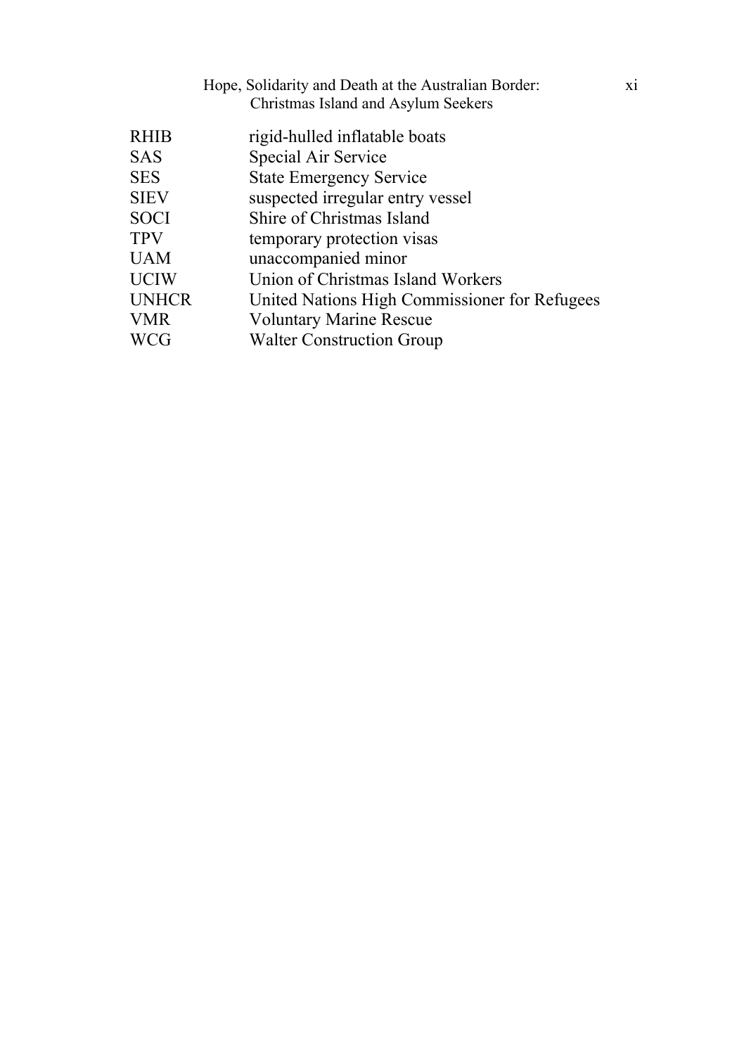| | |
|---|---|
| RHIB | rigid-hulled inflatable boats |
| SAS | Special Air Service |
| SES | State Emergency Service |
| SIEV | suspected irregular entry vessel |
| SOCI | Shire of Christmas Island |
| TPV | temporary protection visas |
| UAM | unaccompanied minor |
| UCIW | Union of Christmas Island Workers |
| UNHCR | United Nations High Commissioner for Refugees |
| VMR | Voluntary Marine Rescue |
| WCG | Walter Construction Group |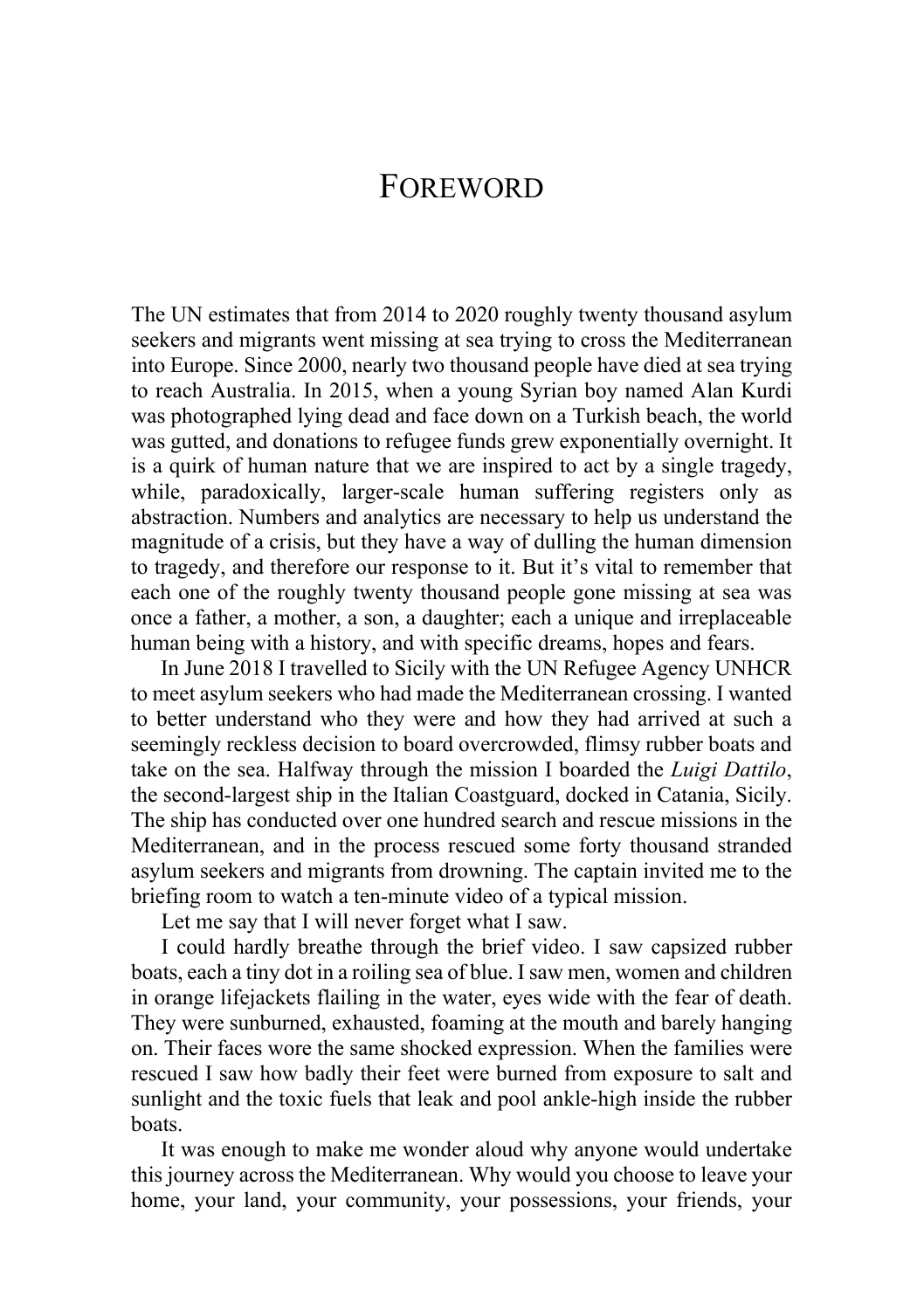# Foreword

The UN estimates that from 2014 to 2020 roughly twenty thousand asylum seekers and migrants went missing at sea trying to cross the Mediterranean into Europe. Since 2000, nearly two thousand people have died at sea trying to reach Australia. In 2015, when a young Syrian boy named Alan Kurdi was photographed lying dead and face down on a Turkish beach, the world was gutted, and donations to refugee funds grew exponentially overnight. It is a quirk of human nature that we are inspired to act by a single tragedy, while, paradoxically, larger-scale human suffering registers only as abstraction. Numbers and analytics are necessary to help us understand the magnitude of a crisis, but they have a way of dulling the human dimension to tragedy, and therefore our response to it. But it's vital to remember that each one of the roughly twenty thousand people gone missing at sea was once a father, a mother, a son, a daughter; each a unique and irreplaceable human being with a history, and with specific dreams, hopes and fears.

In June 2018 I travelled to Sicily with the UN Refugee Agency UNHCR to meet asylum seekers who had made the Mediterranean crossing. I wanted to better understand who they were and how they had arrived at such a seemingly reckless decision to board overcrowded, flimsy rubber boats and take on the sea. Halfway through the mission I boarded the *Luigi Dattilo*, the second-largest ship in the Italian Coastguard, docked in Catania, Sicily. The ship has conducted over one hundred search and rescue missions in the Mediterranean, and in the process rescued some forty thousand stranded asylum seekers and migrants from drowning. The captain invited me to the briefing room to watch a ten-minute video of a typical mission.

Let me say that I will never forget what I saw.

I could hardly breathe through the brief video. I saw capsized rubber boats, each a tiny dot in a roiling sea of blue. I saw men, women and children in orange lifejackets flailing in the water, eyes wide with the fear of death. They were sunburned, exhausted, foaming at the mouth and barely hanging on. Their faces wore the same shocked expression. When the families were rescued I saw how badly their feet were burned from exposure to salt and sunlight and the toxic fuels that leak and pool ankle-high inside the rubber boats.

It was enough to make me wonder aloud why anyone would undertake this journey across the Mediterranean. Why would you choose to leave your home, your land, your community, your possessions, your friends, your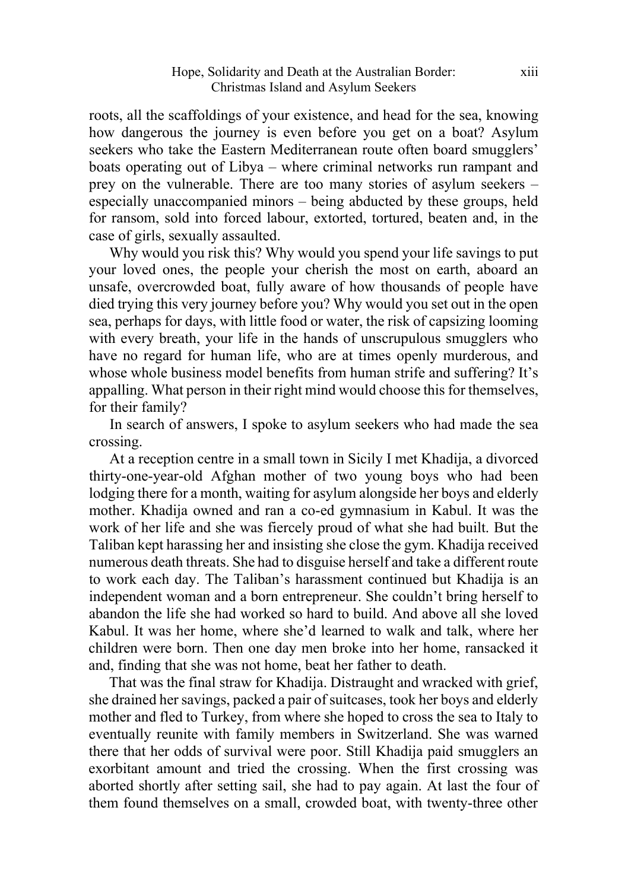roots, all the scaffoldings of your existence, and head for the sea, knowing how dangerous the journey is even before you get on a boat? Asylum seekers who take the Eastern Mediterranean route often board smugglers' boats operating out of Libya – where criminal networks run rampant and prey on the vulnerable. There are too many stories of asylum seekers – especially unaccompanied minors – being abducted by these groups, held for ransom, sold into forced labour, extorted, tortured, beaten and, in the case of girls, sexually assaulted.

Why would you risk this? Why would you spend your life savings to put your loved ones, the people your cherish the most on earth, aboard an unsafe, overcrowded boat, fully aware of how thousands of people have died trying this very journey before you? Why would you set out in the open sea, perhaps for days, with little food or water, the risk of capsizing looming with every breath, your life in the hands of unscrupulous smugglers who have no regard for human life, who are at times openly murderous, and whose whole business model benefits from human strife and suffering? It's appalling. What person in their right mind would choose this for themselves, for their family?

In search of answers, I spoke to asylum seekers who had made the sea crossing.

At a reception centre in a small town in Sicily I met Khadija, a divorced thirty-one-year-old Afghan mother of two young boys who had been lodging there for a month, waiting for asylum alongside her boys and elderly mother. Khadija owned and ran a co-ed gymnasium in Kabul. It was the work of her life and she was fiercely proud of what she had built. But the Taliban kept harassing her and insisting she close the gym. Khadija received numerous death threats. She had to disguise herself and take a different route to work each day. The Taliban's harassment continued but Khadija is an independent woman and a born entrepreneur. She couldn't bring herself to abandon the life she had worked so hard to build. And above all she loved Kabul. It was her home, where she'd learned to walk and talk, where her children were born. Then one day men broke into her home, ransacked it and, finding that she was not home, beat her father to death.

That was the final straw for Khadija. Distraught and wracked with grief, she drained her savings, packed a pair of suitcases, took her boys and elderly mother and fled to Turkey, from where she hoped to cross the sea to Italy to eventually reunite with family members in Switzerland. She was warned there that her odds of survival were poor. Still Khadija paid smugglers an exorbitant amount and tried the crossing. When the first crossing was aborted shortly after setting sail, she had to pay again. At last the four of them found themselves on a small, crowded boat, with twenty-three other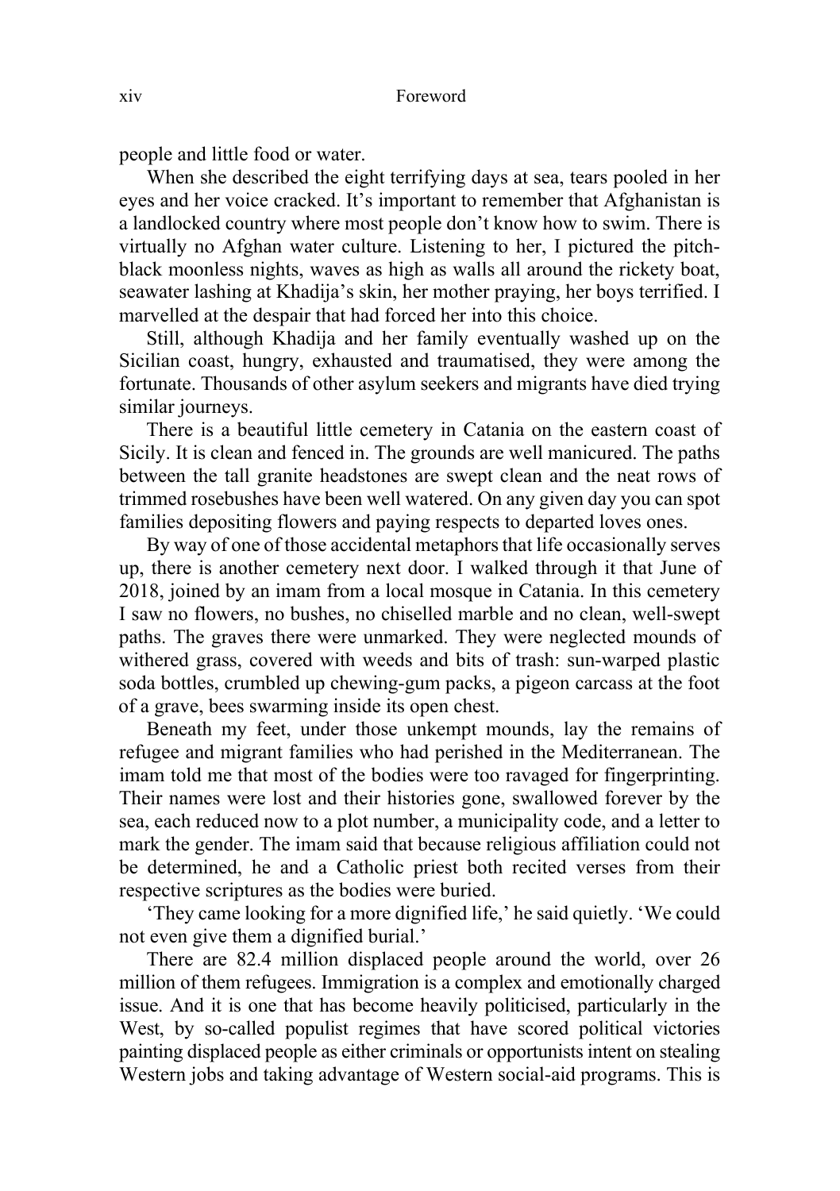people and little food or water.

When she described the eight terrifying days at sea, tears pooled in her eyes and her voice cracked. It's important to remember that Afghanistan is a landlocked country where most people don't know how to swim. There is virtually no Afghan water culture. Listening to her, I pictured the pitch-black moonless nights, waves as high as walls all around the rickety boat, seawater lashing at Khadija's skin, her mother praying, her boys terrified. I marvelled at the despair that had forced her into this choice.

Still, although Khadija and her family eventually washed up on the Sicilian coast, hungry, exhausted and traumatised, they were among the fortunate. Thousands of other asylum seekers and migrants have died trying similar journeys.

There is a beautiful little cemetery in Catania on the eastern coast of Sicily. It is clean and fenced in. The grounds are well manicured. The paths between the tall granite headstones are swept clean and the neat rows of trimmed rosebushes have been well watered. On any given day you can spot families depositing flowers and paying respects to departed loves ones.

By way of one of those accidental metaphors that life occasionally serves up, there is another cemetery next door. I walked through it that June of 2018, joined by an imam from a local mosque in Catania. In this cemetery I saw no flowers, no bushes, no chiselled marble and no clean, well-swept paths. The graves there were unmarked. They were neglected mounds of withered grass, covered with weeds and bits of trash: sun-warped plastic soda bottles, crumbled up chewing-gum packs, a pigeon carcass at the foot of a grave, bees swarming inside its open chest.

Beneath my feet, under those unkempt mounds, lay the remains of refugee and migrant families who had perished in the Mediterranean. The imam told me that most of the bodies were too ravaged for fingerprinting. Their names were lost and their histories gone, swallowed forever by the sea, each reduced now to a plot number, a municipality code, and a letter to mark the gender. The imam said that because religious affiliation could not be determined, he and a Catholic priest both recited verses from their respective scriptures as the bodies were buried.

'They came looking for a more dignified life,' he said quietly. 'We could not even give them a dignified burial.'

There are 82.4 million displaced people around the world, over 26 million of them refugees. Immigration is a complex and emotionally charged issue. And it is one that has become heavily politicised, particularly in the West, by so-called populist regimes that have scored political victories painting displaced people as either criminals or opportunists intent on stealing Western jobs and taking advantage of Western social-aid programs. This is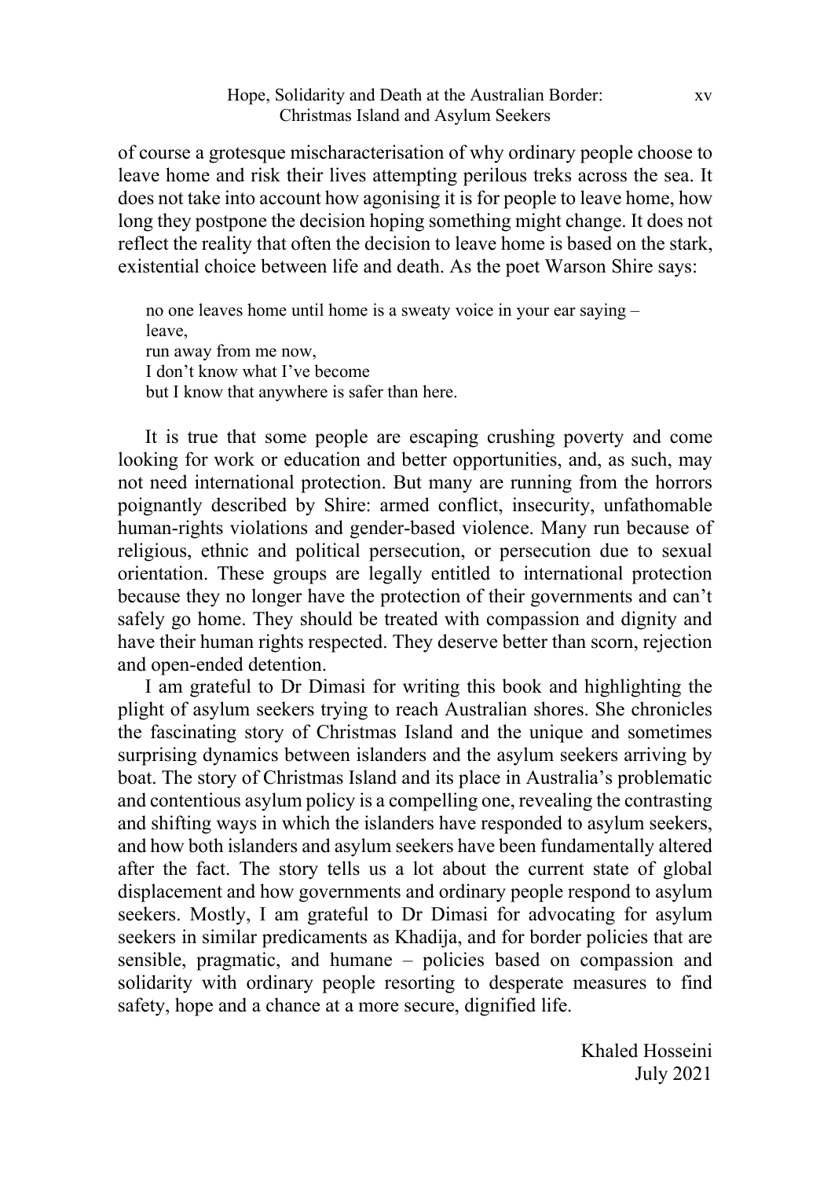of course a grotesque mischaracterisation of why ordinary people choose to leave home and risk their lives attempting perilous treks across the sea. It does not take into account how agonising it is for people to leave home, how long they postpone the decision hoping something might change. It does not reflect the reality that often the decision to leave home is based on the stark, existential choice between life and death. As the poet Warson Shire says:

> no one leaves home until home is a sweaty voice in your ear saying –
> leave,
> run away from me now,
> I don't know what I've become
> but I know that anywhere is safer than here.

It is true that some people are escaping crushing poverty and come looking for work or education and better opportunities, and, as such, may not need international protection. But many are running from the horrors poignantly described by Shire: armed conflict, insecurity, unfathomable human-rights violations and gender-based violence. Many run because of religious, ethnic and political persecution, or persecution due to sexual orientation. These groups are legally entitled to international protection because they no longer have the protection of their governments and can't safely go home. They should be treated with compassion and dignity and have their human rights respected. They deserve better than scorn, rejection and open-ended detention.

I am grateful to Dr Dimasi for writing this book and highlighting the plight of asylum seekers trying to reach Australian shores. She chronicles the fascinating story of Christmas Island and the unique and sometimes surprising dynamics between islanders and the asylum seekers arriving by boat. The story of Christmas Island and its place in Australia's problematic and contentious asylum policy is a compelling one, revealing the contrasting and shifting ways in which the islanders have responded to asylum seekers, and how both islanders and asylum seekers have been fundamentally altered after the fact. The story tells us a lot about the current state of global displacement and how governments and ordinary people respond to asylum seekers. Mostly, I am grateful to Dr Dimasi for advocating for asylum seekers in similar predicaments as Khadija, and for border policies that are sensible, pragmatic, and humane – policies based on compassion and solidarity with ordinary people resorting to desperate measures to find safety, hope and a chance at a more secure, dignified life.

Khaled Hosseini
July 2021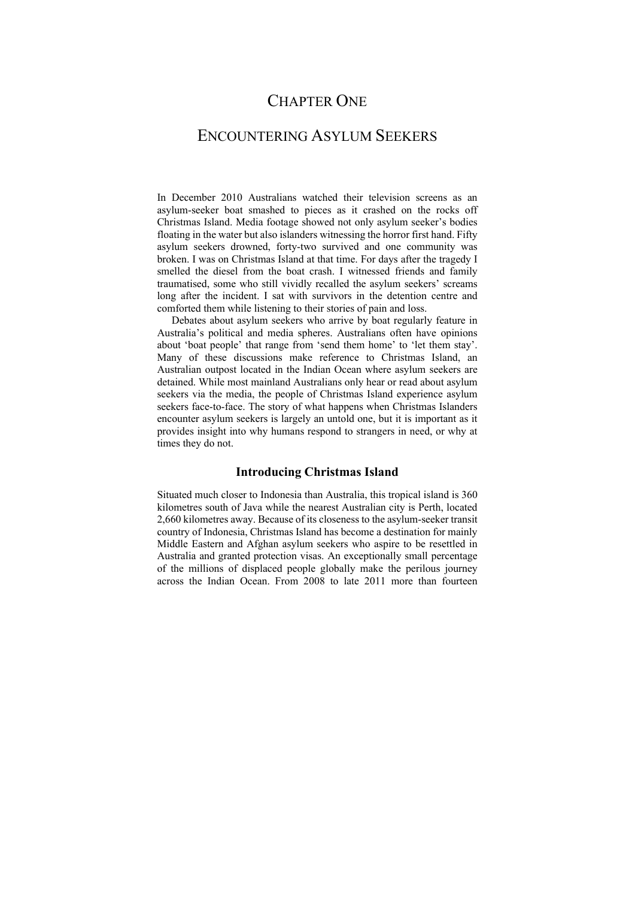# CHAPTER ONE

# ENCOUNTERING ASYLUM SEEKERS

In December 2010 Australians watched their television screens as an asylum-seeker boat smashed to pieces as it crashed on the rocks off Christmas Island. Media footage showed not only asylum seeker's bodies floating in the water but also islanders witnessing the horror first hand. Fifty asylum seekers drowned, forty-two survived and one community was broken. I was on Christmas Island at that time. For days after the tragedy I smelled the diesel from the boat crash. I witnessed friends and family traumatised, some who still vividly recalled the asylum seekers' screams long after the incident. I sat with survivors in the detention centre and comforted them while listening to their stories of pain and loss.

Debates about asylum seekers who arrive by boat regularly feature in Australia's political and media spheres. Australians often have opinions about 'boat people' that range from 'send them home' to 'let them stay'. Many of these discussions make reference to Christmas Island, an Australian outpost located in the Indian Ocean where asylum seekers are detained. While most mainland Australians only hear or read about asylum seekers via the media, the people of Christmas Island experience asylum seekers face-to-face. The story of what happens when Christmas Islanders encounter asylum seekers is largely an untold one, but it is important as it provides insight into why humans respond to strangers in need, or why at times they do not.

## Introducing Christmas Island

Situated much closer to Indonesia than Australia, this tropical island is 360 kilometres south of Java while the nearest Australian city is Perth, located 2,660 kilometres away. Because of its closeness to the asylum-seeker transit country of Indonesia, Christmas Island has become a destination for mainly Middle Eastern and Afghan asylum seekers who aspire to be resettled in Australia and granted protection visas. An exceptionally small percentage of the millions of displaced people globally make the perilous journey across the Indian Ocean. From 2008 to late 2011 more than fourteen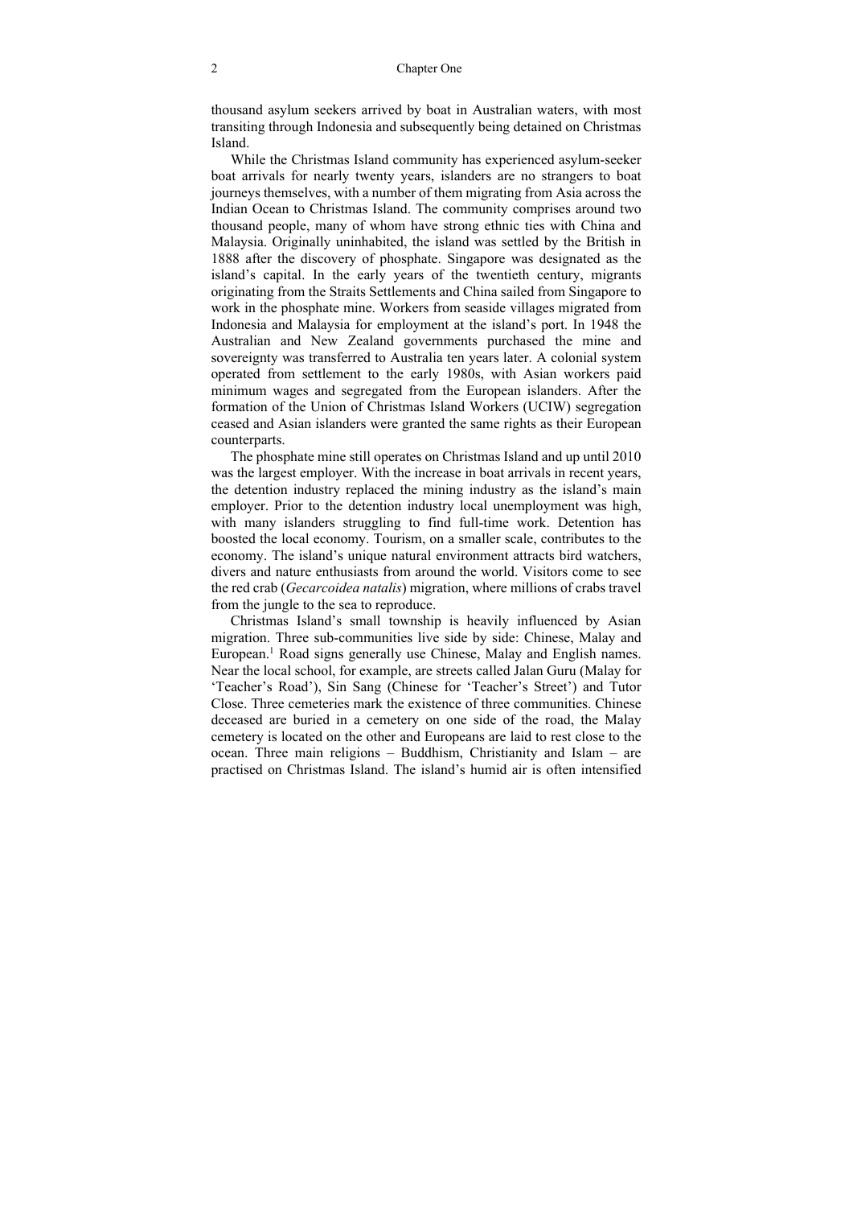thousand asylum seekers arrived by boat in Australian waters, with most transiting through Indonesia and subsequently being detained on Christmas Island.

While the Christmas Island community has experienced asylum-seeker boat arrivals for nearly twenty years, islanders are no strangers to boat journeys themselves, with a number of them migrating from Asia across the Indian Ocean to Christmas Island. The community comprises around two thousand people, many of whom have strong ethnic ties with China and Malaysia. Originally uninhabited, the island was settled by the British in 1888 after the discovery of phosphate. Singapore was designated as the island's capital. In the early years of the twentieth century, migrants originating from the Straits Settlements and China sailed from Singapore to work in the phosphate mine. Workers from seaside villages migrated from Indonesia and Malaysia for employment at the island's port. In 1948 the Australian and New Zealand governments purchased the mine and sovereignty was transferred to Australia ten years later. A colonial system operated from settlement to the early 1980s, with Asian workers paid minimum wages and segregated from the European islanders. After the formation of the Union of Christmas Island Workers (UCIW) segregation ceased and Asian islanders were granted the same rights as their European counterparts.

The phosphate mine still operates on Christmas Island and up until 2010 was the largest employer. With the increase in boat arrivals in recent years, the detention industry replaced the mining industry as the island's main employer. Prior to the detention industry local unemployment was high, with many islanders struggling to find full-time work. Detention has boosted the local economy. Tourism, on a smaller scale, contributes to the economy. The island's unique natural environment attracts bird watchers, divers and nature enthusiasts from around the world. Visitors come to see the red crab (*Gecarcoidea natalis*) migration, where millions of crabs travel from the jungle to the sea to reproduce.

Christmas Island's small township is heavily influenced by Asian migration. Three sub-communities live side by side: Chinese, Malay and European.[1] Road signs generally use Chinese, Malay and English names. Near the local school, for example, are streets called Jalan Guru (Malay for 'Teacher's Road'), Sin Sang (Chinese for 'Teacher's Street') and Tutor Close. Three cemeteries mark the existence of three communities. Chinese deceased are buried in a cemetery on one side of the road, the Malay cemetery is located on the other and Europeans are laid to rest close to the ocean. Three main religions – Buddhism, Christianity and Islam – are practised on Christmas Island. The island's humid air is often intensified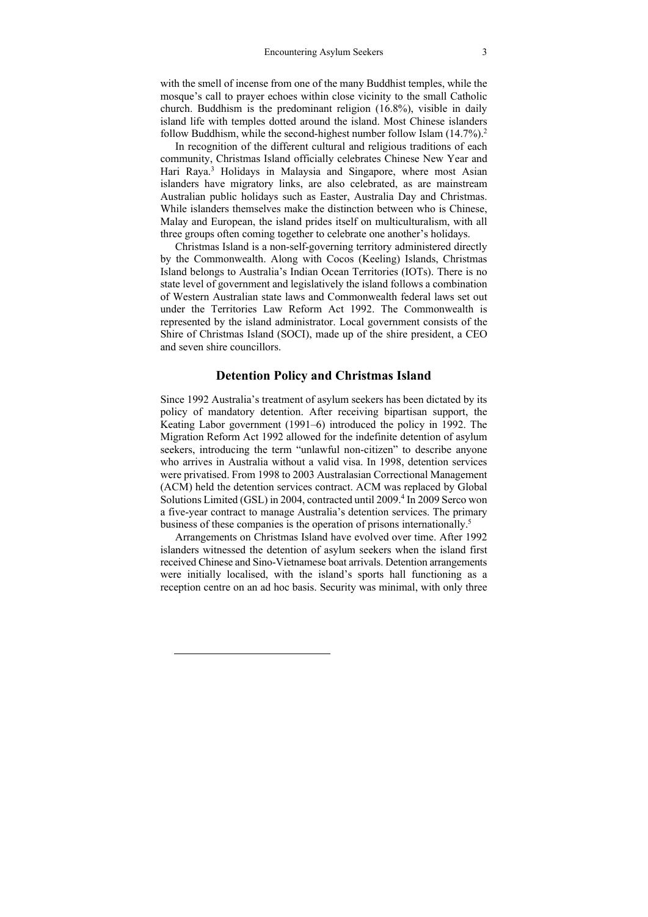with the smell of incense from one of the many Buddhist temples, while the mosque's call to prayer echoes within close vicinity to the small Catholic church. Buddhism is the predominant religion (16.8%), visible in daily island life with temples dotted around the island. Most Chinese islanders follow Buddhism, while the second-highest number follow Islam (14.7%).[2]

In recognition of the different cultural and religious traditions of each community, Christmas Island officially celebrates Chinese New Year and Hari Raya.[3] Holidays in Malaysia and Singapore, where most Asian islanders have migratory links, are also celebrated, as are mainstream Australian public holidays such as Easter, Australia Day and Christmas. While islanders themselves make the distinction between who is Chinese, Malay and European, the island prides itself on multiculturalism, with all three groups often coming together to celebrate one another's holidays.

Christmas Island is a non-self-governing territory administered directly by the Commonwealth. Along with Cocos (Keeling) Islands, Christmas Island belongs to Australia's Indian Ocean Territories (IOTs). There is no state level of government and legislatively the island follows a combination of Western Australian state laws and Commonwealth federal laws set out under the Territories Law Reform Act 1992. The Commonwealth is represented by the island administrator. Local government consists of the Shire of Christmas Island (SOCI), made up of the shire president, a CEO and seven shire councillors.

## Detention Policy and Christmas Island

Since 1992 Australia's treatment of asylum seekers has been dictated by its policy of mandatory detention. After receiving bipartisan support, the Keating Labor government (1991–6) introduced the policy in 1992. The Migration Reform Act 1992 allowed for the indefinite detention of asylum seekers, introducing the term "unlawful non-citizen" to describe anyone who arrives in Australia without a valid visa. In 1998, detention services were privatised. From 1998 to 2003 Australasian Correctional Management (ACM) held the detention services contract. ACM was replaced by Global Solutions Limited (GSL) in 2004, contracted until 2009.[4] In 2009 Serco won a five-year contract to manage Australia's detention services. The primary business of these companies is the operation of prisons internationally.[5]

Arrangements on Christmas Island have evolved over time. After 1992 islanders witnessed the detention of asylum seekers when the island first received Chinese and Sino-Vietnamese boat arrivals. Detention arrangements were initially localised, with the island's sports hall functioning as a reception centre on an ad hoc basis. Security was minimal, with only three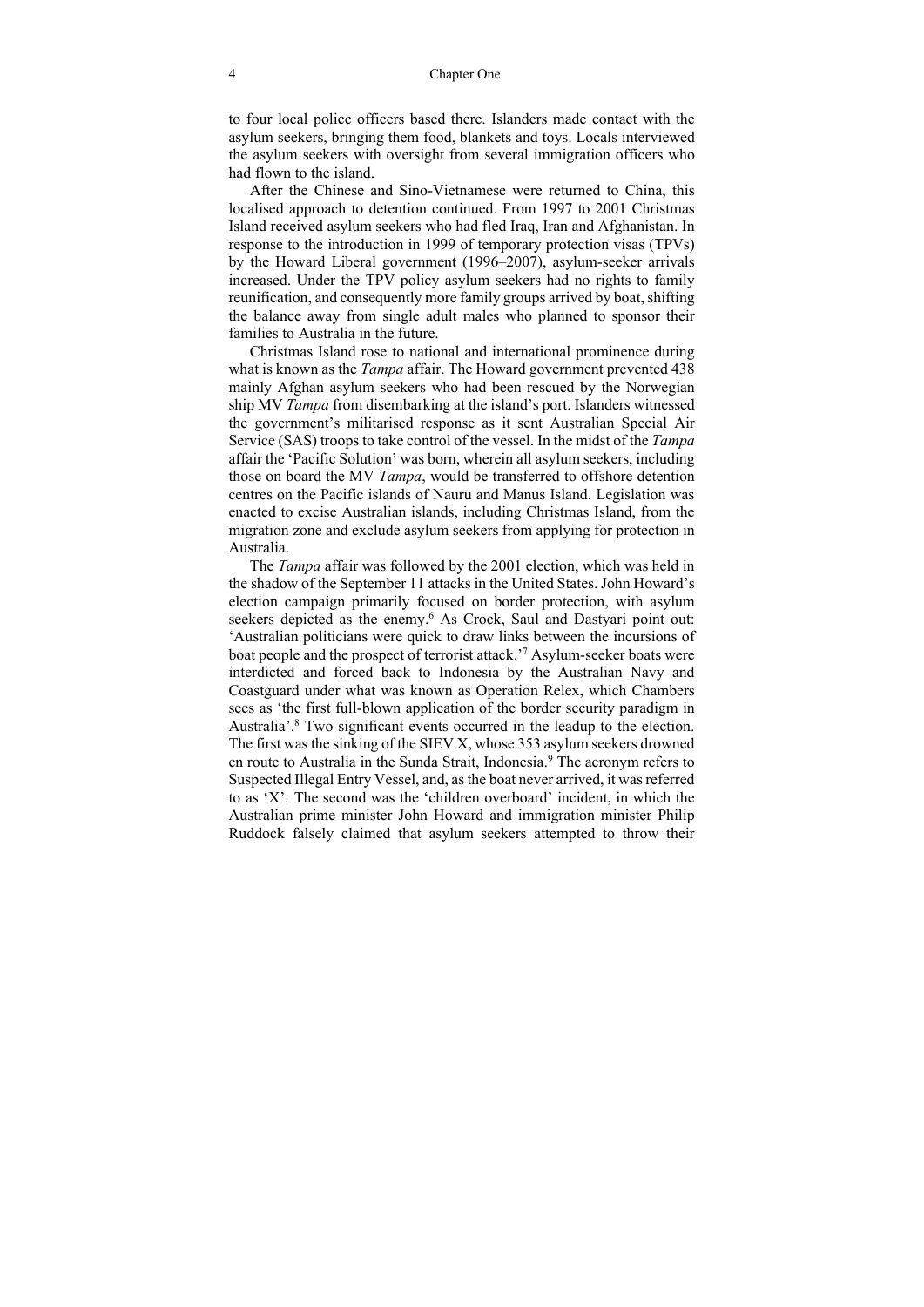to four local police officers based there. Islanders made contact with the asylum seekers, bringing them food, blankets and toys. Locals interviewed the asylum seekers with oversight from several immigration officers who had flown to the island.

After the Chinese and Sino-Vietnamese were returned to China, this localised approach to detention continued. From 1997 to 2001 Christmas Island received asylum seekers who had fled Iraq, Iran and Afghanistan. In response to the introduction in 1999 of temporary protection visas (TPVs) by the Howard Liberal government (1996–2007), asylum-seeker arrivals increased. Under the TPV policy asylum seekers had no rights to family reunification, and consequently more family groups arrived by boat, shifting the balance away from single adult males who planned to sponsor their families to Australia in the future.

Christmas Island rose to national and international prominence during what is known as the *Tampa* affair. The Howard government prevented 438 mainly Afghan asylum seekers who had been rescued by the Norwegian ship MV *Tampa* from disembarking at the island's port. Islanders witnessed the government's militarised response as it sent Australian Special Air Service (SAS) troops to take control of the vessel. In the midst of the *Tampa* affair the 'Pacific Solution' was born, wherein all asylum seekers, including those on board the MV *Tampa*, would be transferred to offshore detention centres on the Pacific islands of Nauru and Manus Island. Legislation was enacted to excise Australian islands, including Christmas Island, from the migration zone and exclude asylum seekers from applying for protection in Australia.

The *Tampa* affair was followed by the 2001 election, which was held in the shadow of the September 11 attacks in the United States. John Howard's election campaign primarily focused on border protection, with asylum seekers depicted as the enemy.[6] As Crock, Saul and Dastyari point out: 'Australian politicians were quick to draw links between the incursions of boat people and the prospect of terrorist attack.'[7] Asylum-seeker boats were interdicted and forced back to Indonesia by the Australian Navy and Coastguard under what was known as Operation Relex, which Chambers sees as 'the first full-blown application of the border security paradigm in Australia'.[8] Two significant events occurred in the leadup to the election. The first was the sinking of the SIEV X, whose 353 asylum seekers drowned en route to Australia in the Sunda Strait, Indonesia.[9] The acronym refers to Suspected Illegal Entry Vessel, and, as the boat never arrived, it was referred to as 'X'. The second was the 'children overboard' incident, in which the Australian prime minister John Howard and immigration minister Philip Ruddock falsely claimed that asylum seekers attempted to throw their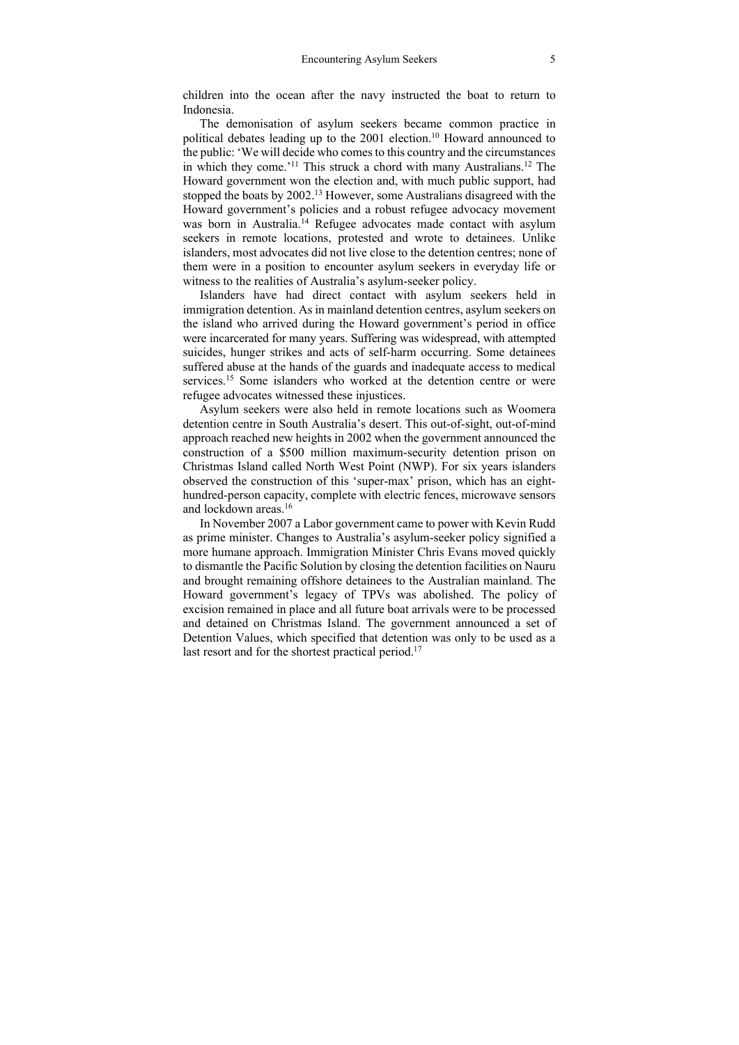children into the ocean after the navy instructed the boat to return to Indonesia.

The demonisation of asylum seekers became common practice in political debates leading up to the 2001 election.[10] Howard announced to the public: 'We will decide who comes to this country and the circumstances in which they come.'[11] This struck a chord with many Australians.[12] The Howard government won the election and, with much public support, had stopped the boats by 2002.[13] However, some Australians disagreed with the Howard government's policies and a robust refugee advocacy movement was born in Australia.[14] Refugee advocates made contact with asylum seekers in remote locations, protested and wrote to detainees. Unlike islanders, most advocates did not live close to the detention centres; none of them were in a position to encounter asylum seekers in everyday life or witness to the realities of Australia's asylum-seeker policy.

Islanders have had direct contact with asylum seekers held in immigration detention. As in mainland detention centres, asylum seekers on the island who arrived during the Howard government's period in office were incarcerated for many years. Suffering was widespread, with attempted suicides, hunger strikes and acts of self-harm occurring. Some detainees suffered abuse at the hands of the guards and inadequate access to medical services.[15] Some islanders who worked at the detention centre or were refugee advocates witnessed these injustices.

Asylum seekers were also held in remote locations such as Woomera detention centre in South Australia's desert. This out-of-sight, out-of-mind approach reached new heights in 2002 when the government announced the construction of a \$500 million maximum-security detention prison on Christmas Island called North West Point (NWP). For six years islanders observed the construction of this 'super-max' prison, which has an eight-hundred-person capacity, complete with electric fences, microwave sensors and lockdown areas.[16]

In November 2007 a Labor government came to power with Kevin Rudd as prime minister. Changes to Australia's asylum-seeker policy signified a more humane approach. Immigration Minister Chris Evans moved quickly to dismantle the Pacific Solution by closing the detention facilities on Nauru and brought remaining offshore detainees to the Australian mainland. The Howard government's legacy of TPVs was abolished. The policy of excision remained in place and all future boat arrivals were to be processed and detained on Christmas Island. The government announced a set of Detention Values, which specified that detention was only to be used as a last resort and for the shortest practical period.[17]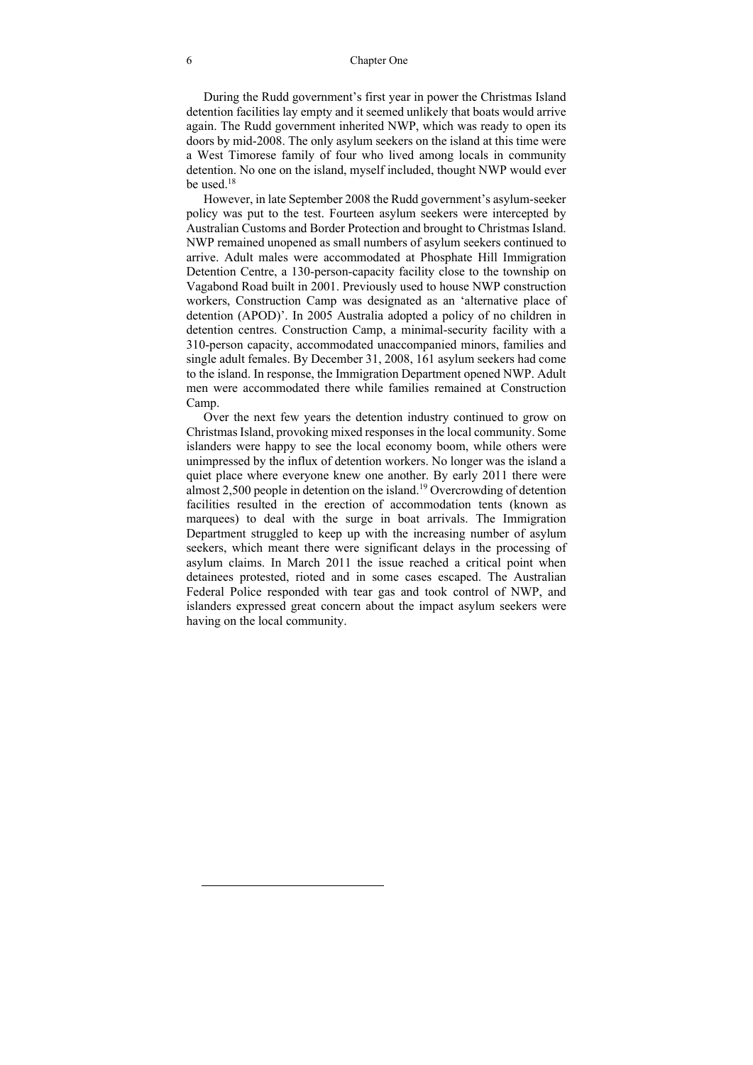During the Rudd government's first year in power the Christmas Island detention facilities lay empty and it seemed unlikely that boats would arrive again. The Rudd government inherited NWP, which was ready to open its doors by mid-2008. The only asylum seekers on the island at this time were a West Timorese family of four who lived among locals in community detention. No one on the island, myself included, thought NWP would ever be used.[18]

However, in late September 2008 the Rudd government's asylum-seeker policy was put to the test. Fourteen asylum seekers were intercepted by Australian Customs and Border Protection and brought to Christmas Island. NWP remained unopened as small numbers of asylum seekers continued to arrive. Adult males were accommodated at Phosphate Hill Immigration Detention Centre, a 130-person-capacity facility close to the township on Vagabond Road built in 2001. Previously used to house NWP construction workers, Construction Camp was designated as an 'alternative place of detention (APOD)'. In 2005 Australia adopted a policy of no children in detention centres. Construction Camp, a minimal-security facility with a 310-person capacity, accommodated unaccompanied minors, families and single adult females. By December 31, 2008, 161 asylum seekers had come to the island. In response, the Immigration Department opened NWP. Adult men were accommodated there while families remained at Construction Camp.

Over the next few years the detention industry continued to grow on Christmas Island, provoking mixed responses in the local community. Some islanders were happy to see the local economy boom, while others were unimpressed by the influx of detention workers. No longer was the island a quiet place where everyone knew one another. By early 2011 there were almost 2,500 people in detention on the island.[19] Overcrowding of detention facilities resulted in the erection of accommodation tents (known as marquees) to deal with the surge in boat arrivals. The Immigration Department struggled to keep up with the increasing number of asylum seekers, which meant there were significant delays in the processing of asylum claims. In March 2011 the issue reached a critical point when detainees protested, rioted and in some cases escaped. The Australian Federal Police responded with tear gas and took control of NWP, and islanders expressed great concern about the impact asylum seekers were having on the local community.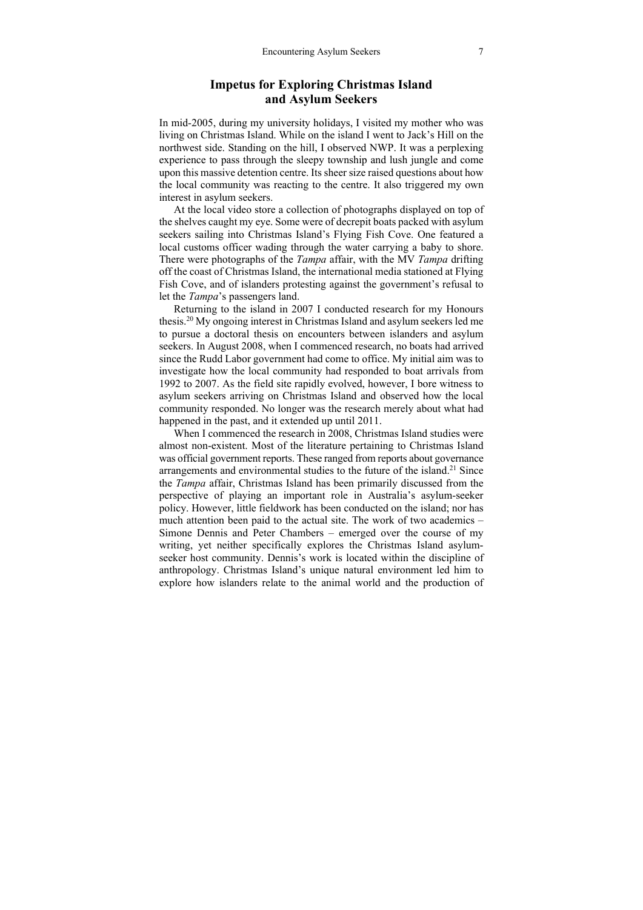## Impetus for Exploring Christmas Island and Asylum Seekers

In mid-2005, during my university holidays, I visited my mother who was living on Christmas Island. While on the island I went to Jack's Hill on the northwest side. Standing on the hill, I observed NWP. It was a perplexing experience to pass through the sleepy township and lush jungle and come upon this massive detention centre. Its sheer size raised questions about how the local community was reacting to the centre. It also triggered my own interest in asylum seekers.

At the local video store a collection of photographs displayed on top of the shelves caught my eye. Some were of decrepit boats packed with asylum seekers sailing into Christmas Island's Flying Fish Cove. One featured a local customs officer wading through the water carrying a baby to shore. There were photographs of the *Tampa* affair, with the MV *Tampa* drifting off the coast of Christmas Island, the international media stationed at Flying Fish Cove, and of islanders protesting against the government's refusal to let the *Tampa*'s passengers land.

Returning to the island in 2007 I conducted research for my Honours thesis.[20] My ongoing interest in Christmas Island and asylum seekers led me to pursue a doctoral thesis on encounters between islanders and asylum seekers. In August 2008, when I commenced research, no boats had arrived since the Rudd Labor government had come to office. My initial aim was to investigate how the local community had responded to boat arrivals from 1992 to 2007. As the field site rapidly evolved, however, I bore witness to asylum seekers arriving on Christmas Island and observed how the local community responded. No longer was the research merely about what had happened in the past, and it extended up until 2011.

When I commenced the research in 2008, Christmas Island studies were almost non-existent. Most of the literature pertaining to Christmas Island was official government reports. These ranged from reports about governance arrangements and environmental studies to the future of the island.[21] Since the *Tampa* affair, Christmas Island has been primarily discussed from the perspective of playing an important role in Australia's asylum-seeker policy. However, little fieldwork has been conducted on the island; nor has much attention been paid to the actual site. The work of two academics – Simone Dennis and Peter Chambers – emerged over the course of my writing, yet neither specifically explores the Christmas Island asylum-seeker host community. Dennis's work is located within the discipline of anthropology. Christmas Island's unique natural environment led him to explore how islanders relate to the animal world and the production of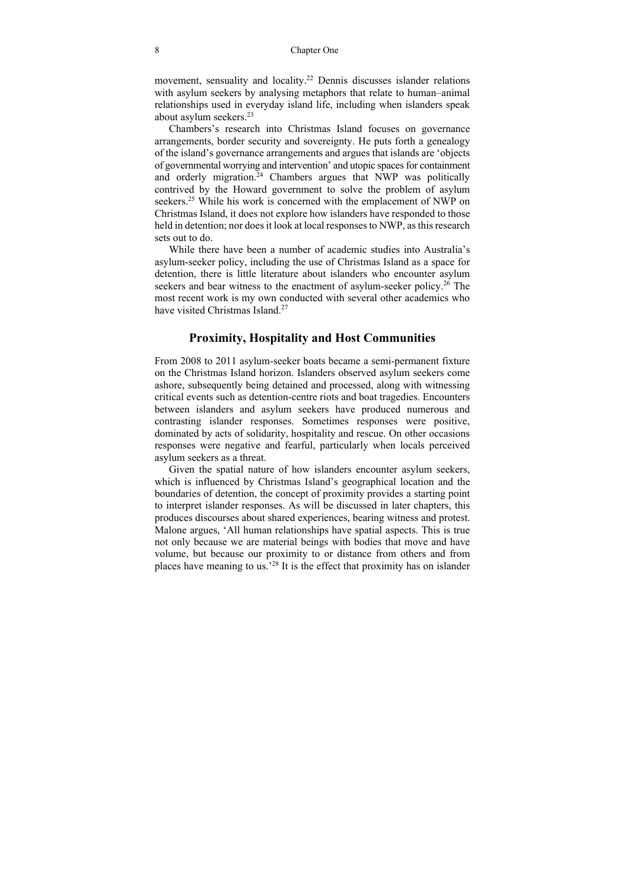movement, sensuality and locality.[22] Dennis discusses islander relations with asylum seekers by analysing metaphors that relate to human–animal relationships used in everyday island life, including when islanders speak about asylum seekers.[23]

Chambers's research into Christmas Island focuses on governance arrangements, border security and sovereignty. He puts forth a genealogy of the island's governance arrangements and argues that islands are 'objects of governmental worrying and intervention' and utopic spaces for containment and orderly migration.[24] Chambers argues that NWP was politically contrived by the Howard government to solve the problem of asylum seekers.[25] While his work is concerned with the emplacement of NWP on Christmas Island, it does not explore how islanders have responded to those held in detention; nor does it look at local responses to NWP, as this research sets out to do.

While there have been a number of academic studies into Australia's asylum-seeker policy, including the use of Christmas Island as a space for detention, there is little literature about islanders who encounter asylum seekers and bear witness to the enactment of asylum-seeker policy.[26] The most recent work is my own conducted with several other academics who have visited Christmas Island.[27]

## Proximity, Hospitality and Host Communities

From 2008 to 2011 asylum-seeker boats became a semi-permanent fixture on the Christmas Island horizon. Islanders observed asylum seekers come ashore, subsequently being detained and processed, along with witnessing critical events such as detention-centre riots and boat tragedies. Encounters between islanders and asylum seekers have produced numerous and contrasting islander responses. Sometimes responses were positive, dominated by acts of solidarity, hospitality and rescue. On other occasions responses were negative and fearful, particularly when locals perceived asylum seekers as a threat.

Given the spatial nature of how islanders encounter asylum seekers, which is influenced by Christmas Island's geographical location and the boundaries of detention, the concept of proximity provides a starting point to interpret islander responses. As will be discussed in later chapters, this produces discourses about shared experiences, bearing witness and protest. Malone argues, 'All human relationships have spatial aspects. This is true not only because we are material beings with bodies that move and have volume, but because our proximity to or distance from others and from places have meaning to us.'[28] It is the effect that proximity has on islander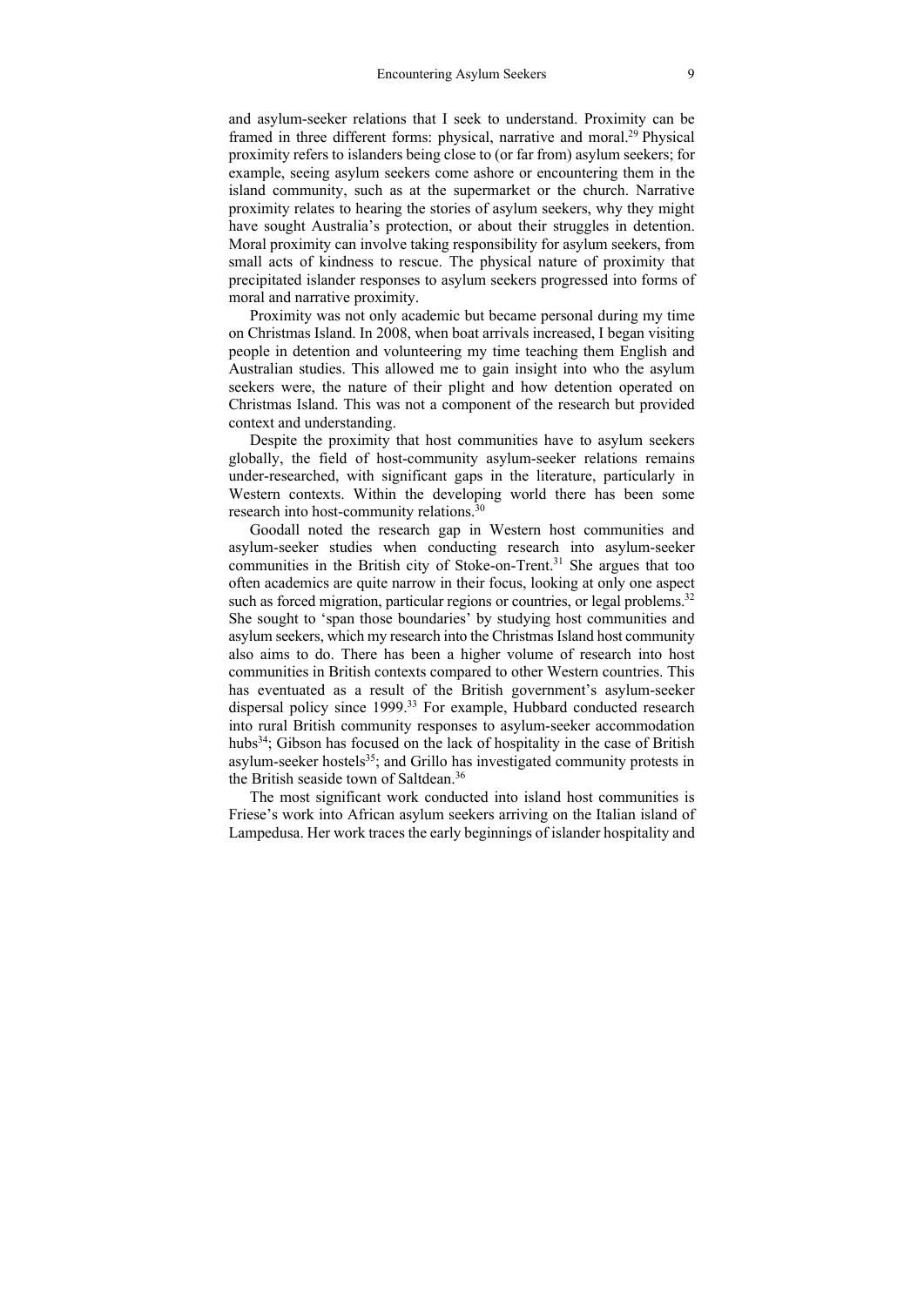and asylum-seeker relations that I seek to understand. Proximity can be framed in three different forms: physical, narrative and moral.[29] Physical proximity refers to islanders being close to (or far from) asylum seekers; for example, seeing asylum seekers come ashore or encountering them in the island community, such as at the supermarket or the church. Narrative proximity relates to hearing the stories of asylum seekers, why they might have sought Australia's protection, or about their struggles in detention. Moral proximity can involve taking responsibility for asylum seekers, from small acts of kindness to rescue. The physical nature of proximity that precipitated islander responses to asylum seekers progressed into forms of moral and narrative proximity.

Proximity was not only academic but became personal during my time on Christmas Island. In 2008, when boat arrivals increased, I began visiting people in detention and volunteering my time teaching them English and Australian studies. This allowed me to gain insight into who the asylum seekers were, the nature of their plight and how detention operated on Christmas Island. This was not a component of the research but provided context and understanding.

Despite the proximity that host communities have to asylum seekers globally, the field of host-community asylum-seeker relations remains under-researched, with significant gaps in the literature, particularly in Western contexts. Within the developing world there has been some research into host-community relations.[30]

Goodall noted the research gap in Western host communities and asylum-seeker studies when conducting research into asylum-seeker communities in the British city of Stoke-on-Trent.[31] She argues that too often academics are quite narrow in their focus, looking at only one aspect such as forced migration, particular regions or countries, or legal problems.[32] She sought to 'span those boundaries' by studying host communities and asylum seekers, which my research into the Christmas Island host community also aims to do. There has been a higher volume of research into host communities in British contexts compared to other Western countries. This has eventuated as a result of the British government's asylum-seeker dispersal policy since 1999.[33] For example, Hubbard conducted research into rural British community responses to asylum-seeker accommodation hubs[34]; Gibson has focused on the lack of hospitality in the case of British asylum-seeker hostels[35]; and Grillo has investigated community protests in the British seaside town of Saltdean.[36]

The most significant work conducted into island host communities is Friese's work into African asylum seekers arriving on the Italian island of Lampedusa. Her work traces the early beginnings of islander hospitality and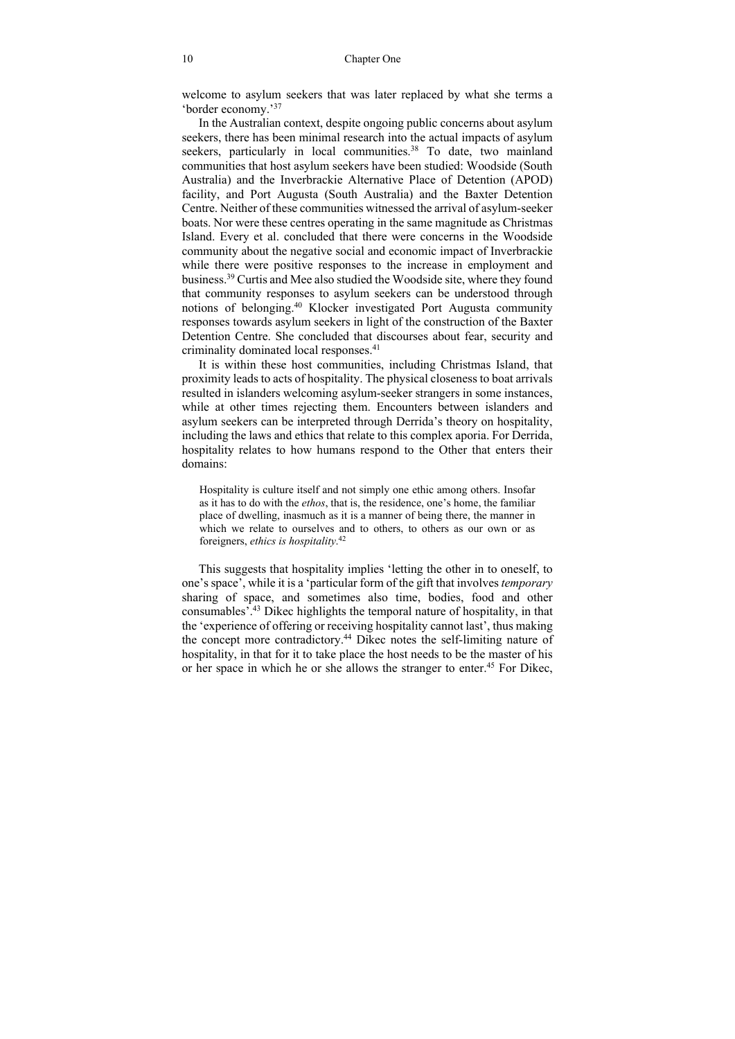welcome to asylum seekers that was later replaced by what she terms a 'border economy.'[37]

In the Australian context, despite ongoing public concerns about asylum seekers, there has been minimal research into the actual impacts of asylum seekers, particularly in local communities.[38] To date, two mainland communities that host asylum seekers have been studied: Woodside (South Australia) and the Inverbrackie Alternative Place of Detention (APOD) facility, and Port Augusta (South Australia) and the Baxter Detention Centre. Neither of these communities witnessed the arrival of asylum-seeker boats. Nor were these centres operating in the same magnitude as Christmas Island. Every et al. concluded that there were concerns in the Woodside community about the negative social and economic impact of Inverbrackie while there were positive responses to the increase in employment and business.[39] Curtis and Mee also studied the Woodside site, where they found that community responses to asylum seekers can be understood through notions of belonging.[40] Klocker investigated Port Augusta community responses towards asylum seekers in light of the construction of the Baxter Detention Centre. She concluded that discourses about fear, security and criminality dominated local responses.[41]

It is within these host communities, including Christmas Island, that proximity leads to acts of hospitality. The physical closeness to boat arrivals resulted in islanders welcoming asylum-seeker strangers in some instances, while at other times rejecting them. Encounters between islanders and asylum seekers can be interpreted through Derrida's theory on hospitality, including the laws and ethics that relate to this complex aporia. For Derrida, hospitality relates to how humans respond to the Other that enters their domains:

> Hospitality is culture itself and not simply one ethic among others. Insofar as it has to do with the *ethos*, that is, the residence, one's home, the familiar place of dwelling, inasmuch as it is a manner of being there, the manner in which we relate to ourselves and to others, to others as our own or as foreigners, *ethics is hospitality*.[42]

This suggests that hospitality implies 'letting the other in to oneself, to one's space', while it is a 'particular form of the gift that involves *temporary* sharing of space, and sometimes also time, bodies, food and other consumables'.[43] Dikec highlights the temporal nature of hospitality, in that the 'experience of offering or receiving hospitality cannot last', thus making the concept more contradictory.[44] Dikec notes the self-limiting nature of hospitality, in that for it to take place the host needs to be the master of his or her space in which he or she allows the stranger to enter.[45] For Dikec,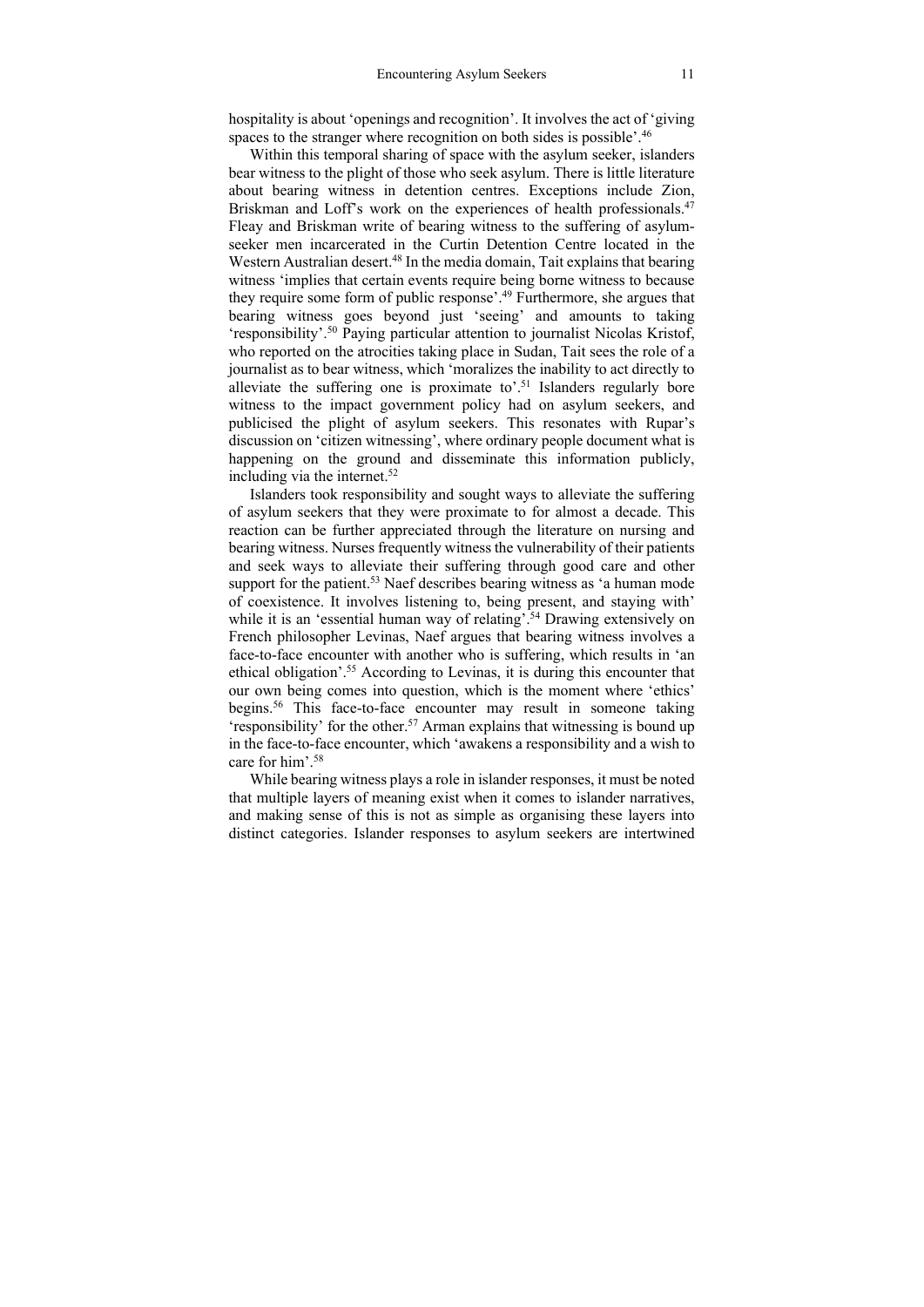hospitality is about 'openings and recognition'. It involves the act of 'giving spaces to the stranger where recognition on both sides is possible'.[46]

Within this temporal sharing of space with the asylum seeker, islanders bear witness to the plight of those who seek asylum. There is little literature about bearing witness in detention centres. Exceptions include Zion, Briskman and Loff's work on the experiences of health professionals.[47] Fleay and Briskman write of bearing witness to the suffering of asylum-seeker men incarcerated in the Curtin Detention Centre located in the Western Australian desert.[48] In the media domain, Tait explains that bearing witness 'implies that certain events require being borne witness to because they require some form of public response'.[49] Furthermore, she argues that bearing witness goes beyond just 'seeing' and amounts to taking 'responsibility'.[50] Paying particular attention to journalist Nicolas Kristof, who reported on the atrocities taking place in Sudan, Tait sees the role of a journalist as to bear witness, which 'moralizes the inability to act directly to alleviate the suffering one is proximate to'.[51] Islanders regularly bore witness to the impact government policy had on asylum seekers, and publicised the plight of asylum seekers. This resonates with Rupar's discussion on 'citizen witnessing', where ordinary people document what is happening on the ground and disseminate this information publicly, including via the internet.[52]

Islanders took responsibility and sought ways to alleviate the suffering of asylum seekers that they were proximate to for almost a decade. This reaction can be further appreciated through the literature on nursing and bearing witness. Nurses frequently witness the vulnerability of their patients and seek ways to alleviate their suffering through good care and other support for the patient.[53] Naef describes bearing witness as 'a human mode of coexistence. It involves listening to, being present, and staying with' while it is an 'essential human way of relating'.[54] Drawing extensively on French philosopher Levinas, Naef argues that bearing witness involves a face-to-face encounter with another who is suffering, which results in 'an ethical obligation'.[55] According to Levinas, it is during this encounter that our own being comes into question, which is the moment where 'ethics' begins.[56] This face-to-face encounter may result in someone taking 'responsibility' for the other.[57] Arman explains that witnessing is bound up in the face-to-face encounter, which 'awakens a responsibility and a wish to care for him'.[58]

While bearing witness plays a role in islander responses, it must be noted that multiple layers of meaning exist when it comes to islander narratives, and making sense of this is not as simple as organising these layers into distinct categories. Islander responses to asylum seekers are intertwined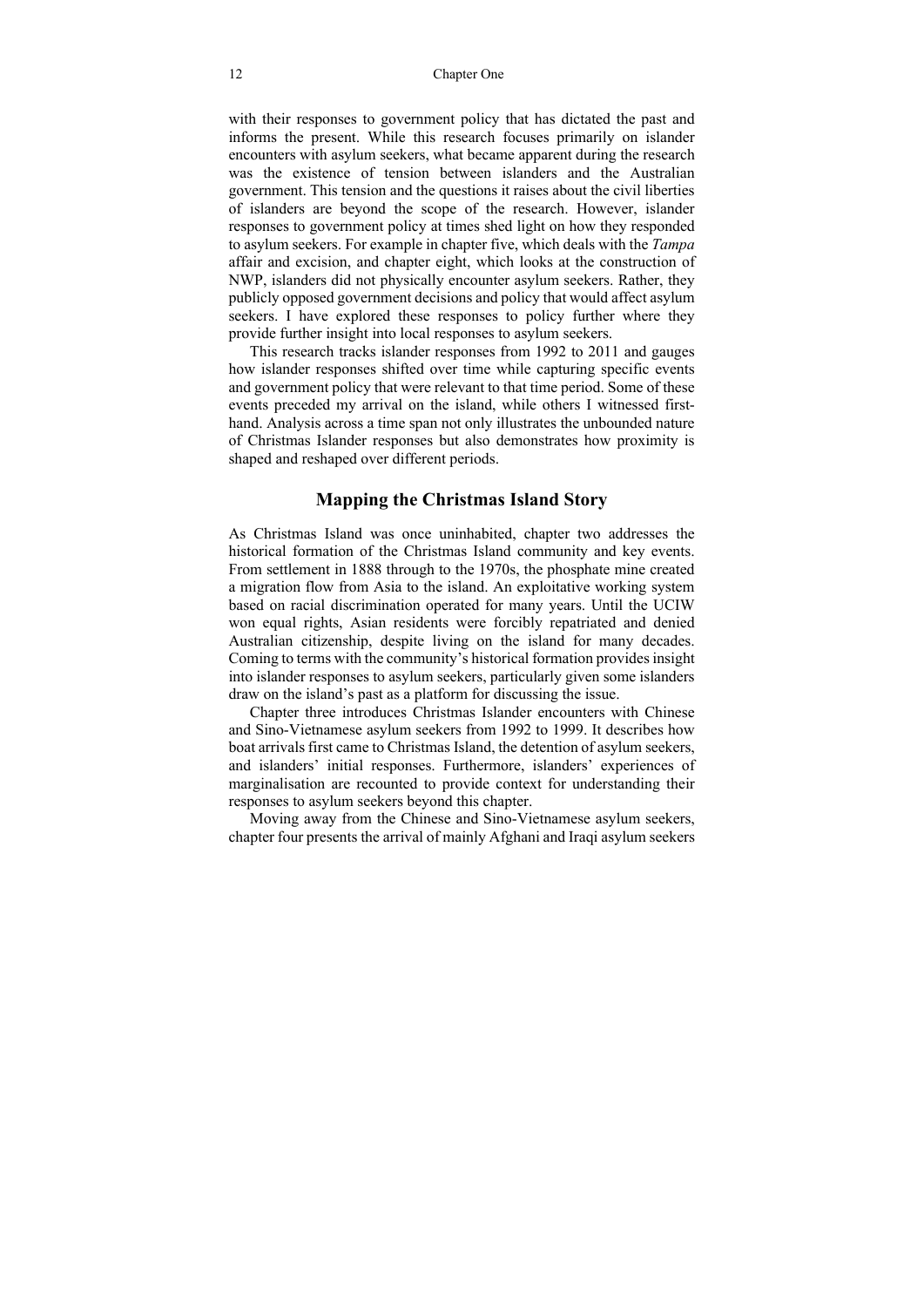with their responses to government policy that has dictated the past and informs the present. While this research focuses primarily on islander encounters with asylum seekers, what became apparent during the research was the existence of tension between islanders and the Australian government. This tension and the questions it raises about the civil liberties of islanders are beyond the scope of the research. However, islander responses to government policy at times shed light on how they responded to asylum seekers. For example in chapter five, which deals with the *Tampa* affair and excision, and chapter eight, which looks at the construction of NWP, islanders did not physically encounter asylum seekers. Rather, they publicly opposed government decisions and policy that would affect asylum seekers. I have explored these responses to policy further where they provide further insight into local responses to asylum seekers.

This research tracks islander responses from 1992 to 2011 and gauges how islander responses shifted over time while capturing specific events and government policy that were relevant to that time period. Some of these events preceded my arrival on the island, while others I witnessed first-hand. Analysis across a time span not only illustrates the unbounded nature of Christmas Islander responses but also demonstrates how proximity is shaped and reshaped over different periods.

## Mapping the Christmas Island Story

As Christmas Island was once uninhabited, chapter two addresses the historical formation of the Christmas Island community and key events. From settlement in 1888 through to the 1970s, the phosphate mine created a migration flow from Asia to the island. An exploitative working system based on racial discrimination operated for many years. Until the UCIW won equal rights, Asian residents were forcibly repatriated and denied Australian citizenship, despite living on the island for many decades. Coming to terms with the community's historical formation provides insight into islander responses to asylum seekers, particularly given some islanders draw on the island's past as a platform for discussing the issue.

Chapter three introduces Christmas Islander encounters with Chinese and Sino-Vietnamese asylum seekers from 1992 to 1999. It describes how boat arrivals first came to Christmas Island, the detention of asylum seekers, and islanders' initial responses. Furthermore, islanders' experiences of marginalisation are recounted to provide context for understanding their responses to asylum seekers beyond this chapter.

Moving away from the Chinese and Sino-Vietnamese asylum seekers, chapter four presents the arrival of mainly Afghani and Iraqi asylum seekers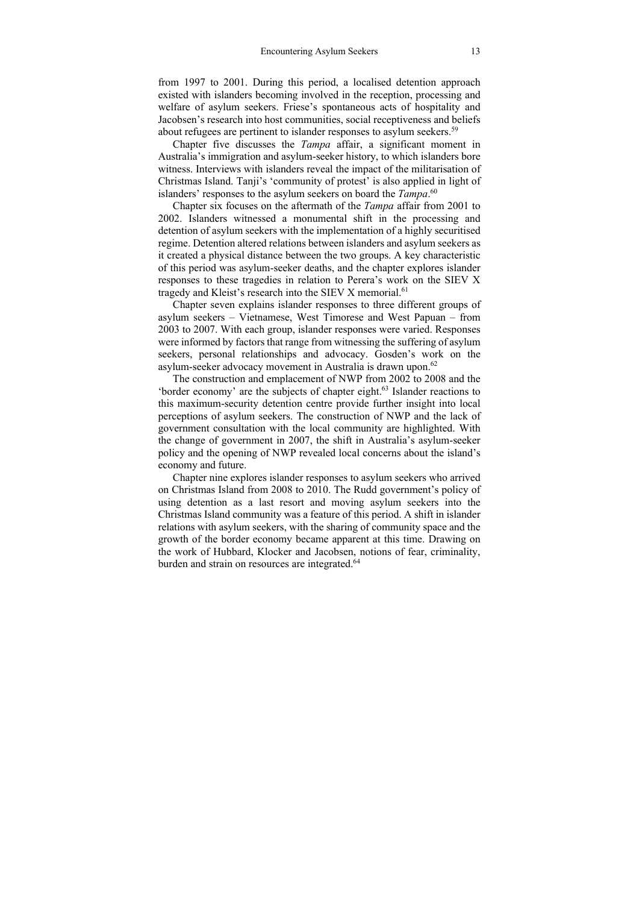from 1997 to 2001. During this period, a localised detention approach existed with islanders becoming involved in the reception, processing and welfare of asylum seekers. Friese's spontaneous acts of hospitality and Jacobsen's research into host communities, social receptiveness and beliefs about refugees are pertinent to islander responses to asylum seekers.[59]

Chapter five discusses the *Tampa* affair, a significant moment in Australia's immigration and asylum-seeker history, to which islanders bore witness. Interviews with islanders reveal the impact of the militarisation of Christmas Island. Tanji's 'community of protest' is also applied in light of islanders' responses to the asylum seekers on board the *Tampa*.[60]

Chapter six focuses on the aftermath of the *Tampa* affair from 2001 to 2002. Islanders witnessed a monumental shift in the processing and detention of asylum seekers with the implementation of a highly securitised regime. Detention altered relations between islanders and asylum seekers as it created a physical distance between the two groups. A key characteristic of this period was asylum-seeker deaths, and the chapter explores islander responses to these tragedies in relation to Perera's work on the SIEV X tragedy and Kleist's research into the SIEV X memorial.[61]

Chapter seven explains islander responses to three different groups of asylum seekers – Vietnamese, West Timorese and West Papuan – from 2003 to 2007. With each group, islander responses were varied. Responses were informed by factors that range from witnessing the suffering of asylum seekers, personal relationships and advocacy. Gosden's work on the asylum-seeker advocacy movement in Australia is drawn upon.[62]

The construction and emplacement of NWP from 2002 to 2008 and the 'border economy' are the subjects of chapter eight.[63] Islander reactions to this maximum-security detention centre provide further insight into local perceptions of asylum seekers. The construction of NWP and the lack of government consultation with the local community are highlighted. With the change of government in 2007, the shift in Australia's asylum-seeker policy and the opening of NWP revealed local concerns about the island's economy and future.

Chapter nine explores islander responses to asylum seekers who arrived on Christmas Island from 2008 to 2010. The Rudd government's policy of using detention as a last resort and moving asylum seekers into the Christmas Island community was a feature of this period. A shift in islander relations with asylum seekers, with the sharing of community space and the growth of the border economy became apparent at this time. Drawing on the work of Hubbard, Klocker and Jacobsen, notions of fear, criminality, burden and strain on resources are integrated.[64]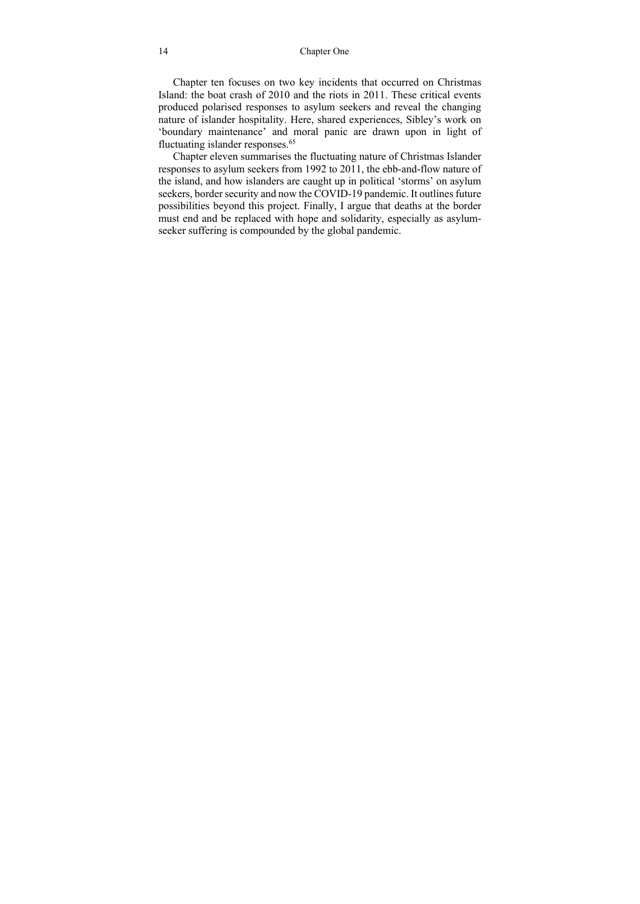Chapter ten focuses on two key incidents that occurred on Christmas Island: the boat crash of 2010 and the riots in 2011. These critical events produced polarised responses to asylum seekers and reveal the changing nature of islander hospitality. Here, shared experiences, Sibley's work on 'boundary maintenance' and moral panic are drawn upon in light of fluctuating islander responses.[65]

Chapter eleven summarises the fluctuating nature of Christmas Islander responses to asylum seekers from 1992 to 2011, the ebb-and-flow nature of the island, and how islanders are caught up in political 'storms' on asylum seekers, border security and now the COVID-19 pandemic. It outlines future possibilities beyond this project. Finally, I argue that deaths at the border must end and be replaced with hope and solidarity, especially as asylum-seeker suffering is compounded by the global pandemic.